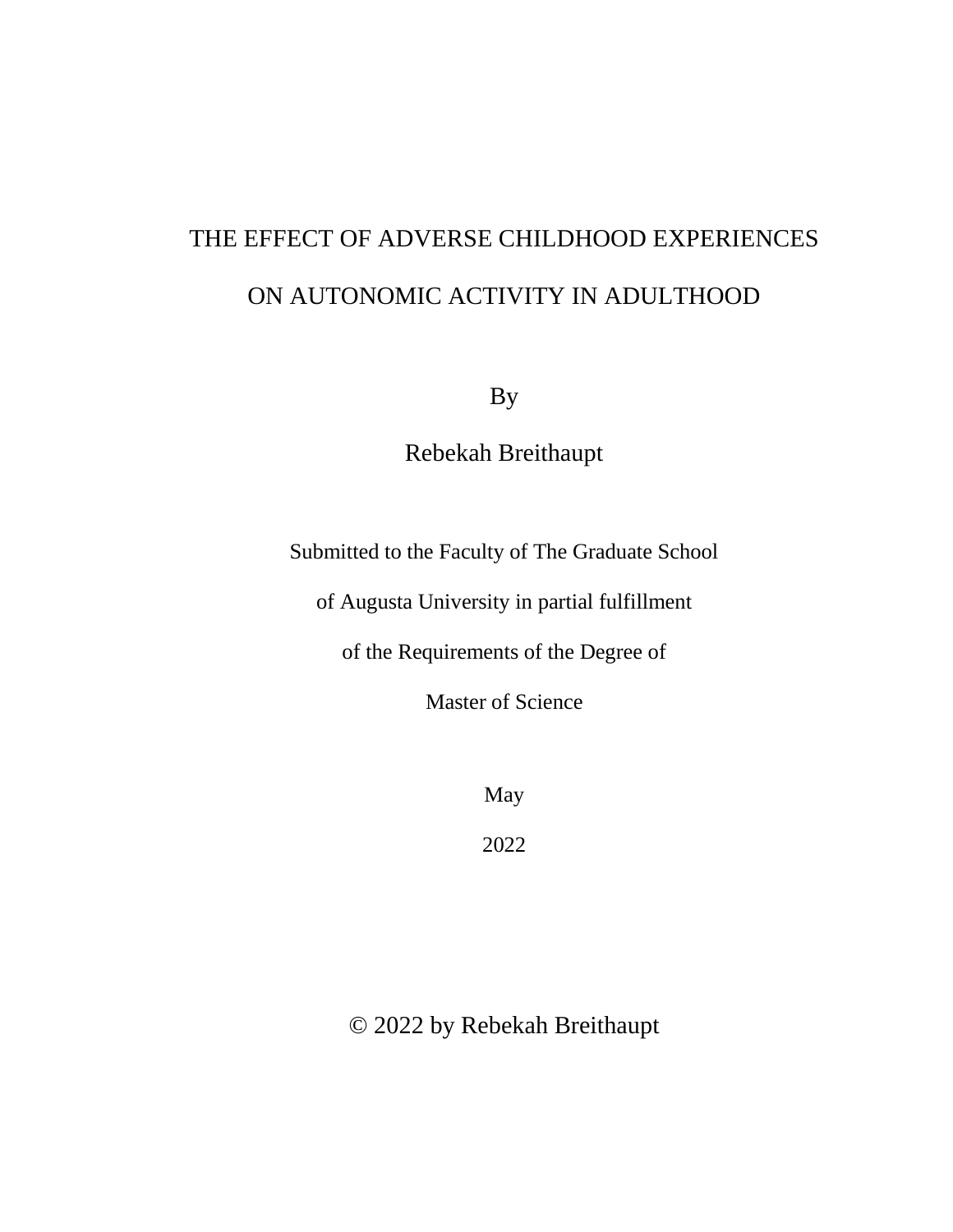# THE EFFECT OF ADVERSE CHILDHOOD EXPERIENCES ON AUTONOMIC ACTIVITY IN ADULTHOOD

By

Rebekah Breithaupt

Submitted to the Faculty of The Graduate School

of Augusta University in partial fulfillment

of the Requirements of the Degree of

Master of Science

May

2022

© 2022 by Rebekah Breithaupt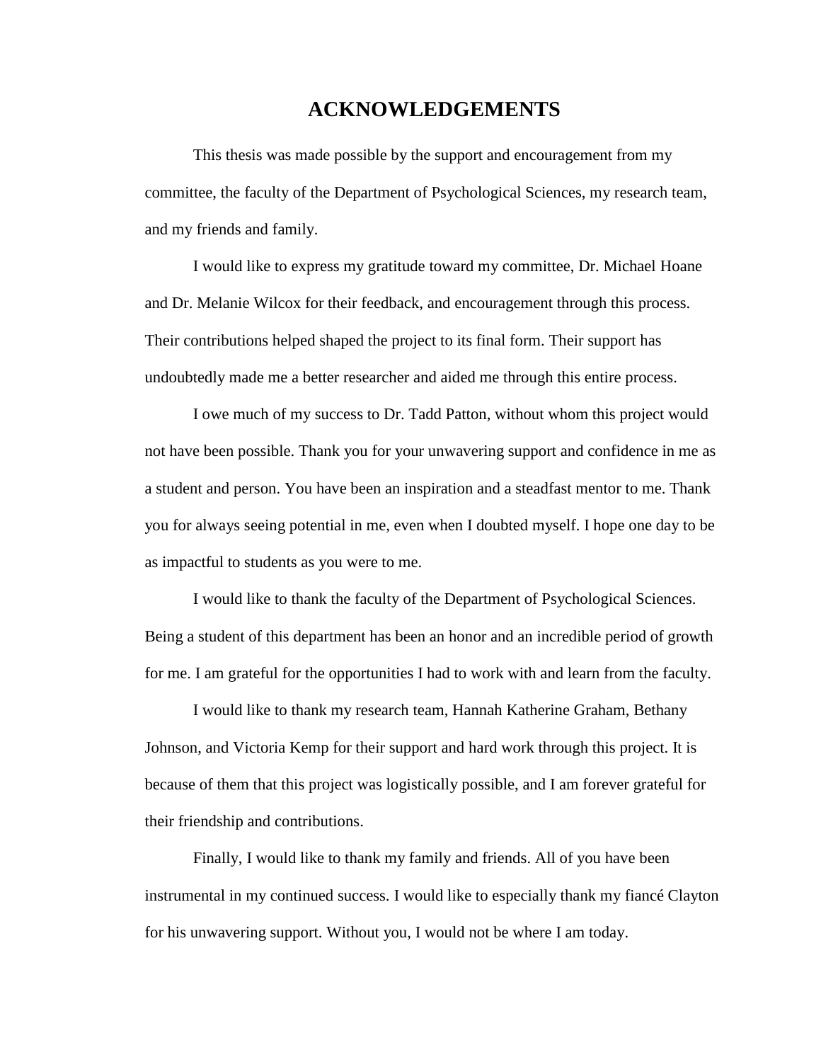# ACKNOWLEDGEMENTS

This thesis was made possible by the support and encouragement from my committee, the faculty of the Department of Psychological Sciences, my research team, and my friends and family.

I would like to express my gratitude toward my committee, Dr. Michael Hoane and Dr. Melanie Wilcox for their feedback, and encouragement through this process. Their contributions helped shaped the project to its final form. Their support has undoubtedly made me a better researcher and aided me through this entire process.

I owe much of my success to Dr. Tadd Patton, without whom this project would not have been possible. Thank you for your unwavering support and confidence in me as a student and person. You have been an inspiration and a steadfast mentor to me. Thank you for always seeing potential in me, even when I doubted myself. I hope one day to be as impactful to students as you were to me.

I would like to thank the faculty of the Department of Psychological Sciences. Being a student of this department has been an honor and an incredible period of growth for me. I am grateful for the opportunities I had to work with and learn from the faculty.

I would like to thank my research team, Hannah Katherine Graham, Bethany Johnson, and Victoria Kemp for their support and hard work through this project. It is because of them that this project was logistically possible, and I am forever grateful for their friendship and contributions.

Finally, I would like to thank my family and friends. All of you have been instrumental in my continued success. I would like to especially thank my fiancé Clayton for his unwavering support. Without you, I would not be where I am today.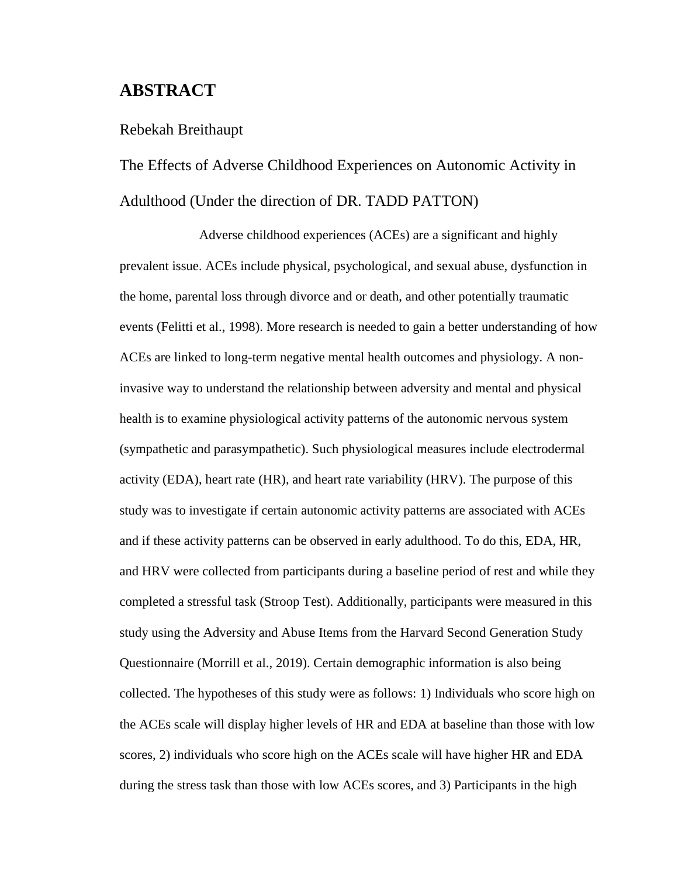# ABSTRACT

Rebekah Breithaupt

The Effects of Adverse Childhood Experiences on Autonomic Activity in Adulthood (Under the direction of DR. TADD PATTON)

Adverse childhood experiences (ACEs) are a significant and highly prevalent issue. ACEs include physical, psychological, and sexual abuse, dysfunction in the home, parental loss through divorce and or death, and other potentially traumatic events (Felitti et al., 1998). More research is needed to gain a better understanding of how ACEs are linked to long-term negative mental health outcomes and physiology. A non-invasive way to understand the relationship between adversity and mental and physical health is to examine physiological activity patterns of the autonomic nervous system (sympathetic and parasympathetic). Such physiological measures include electrodermal activity (EDA), heart rate (HR), and heart rate variability (HRV). The purpose of this study was to investigate if certain autonomic activity patterns are associated with ACEs and if these activity patterns can be observed in early adulthood. To do this, EDA, HR, and HRV were collected from participants during a baseline period of rest and while they completed a stressful task (Stroop Test). Additionally, participants were measured in this study using the Adversity and Abuse Items from the Harvard Second Generation Study Questionnaire (Morrill et al., 2019). Certain demographic information is also being collected. The hypotheses of this study were as follows: 1) Individuals who score high on the ACEs scale will display higher levels of HR and EDA at baseline than those with low scores, 2) individuals who score high on the ACEs scale will have higher HR and EDA during the stress task than those with low ACEs scores, and 3) Participants in the high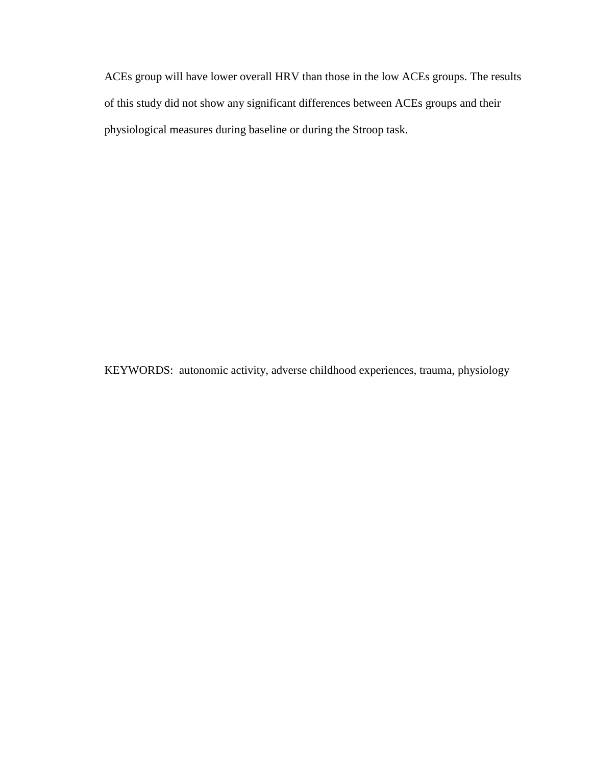ACEs group will have lower overall HRV than those in the low ACEs groups. The results of this study did not show any significant differences between ACEs groups and their physiological measures during baseline or during the Stroop task.

KEYWORDS: autonomic activity, adverse childhood experiences, trauma, physiology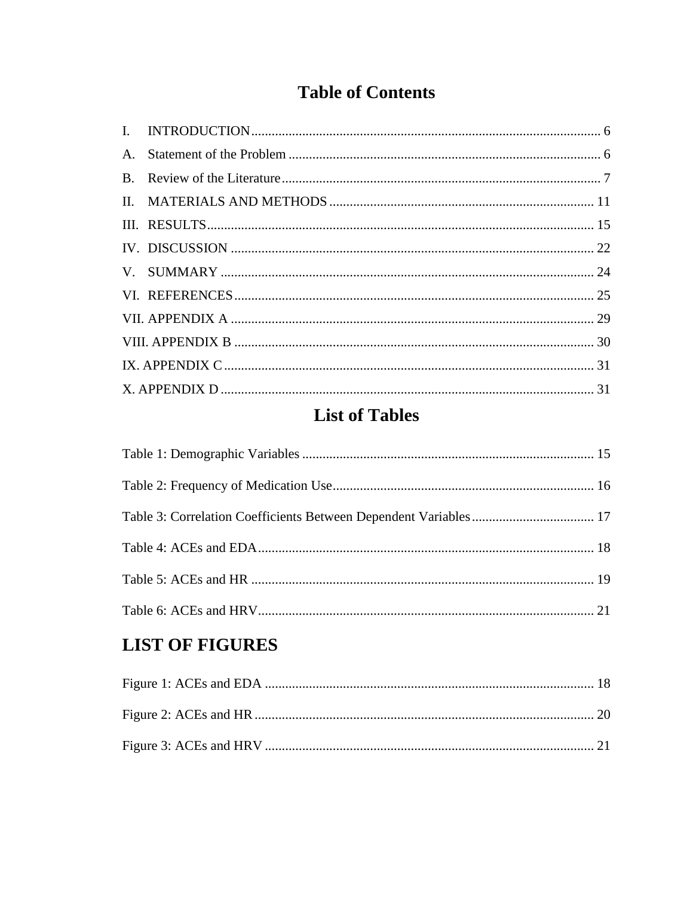# Table of Contents

I. INTRODUCTION ...... 6

A. Statement of the Problem ...... 6

B. Review of the Literature ...... 7

II. MATERIALS AND METHODS ...... 11

III. RESULTS ...... 15

IV. DISCUSSION ...... 22

V. SUMMARY ...... 24

VI. REFERENCES ...... 25

VII. APPENDIX A ...... 29

VIII. APPENDIX B ...... 30

IX. APPENDIX C ...... 31

X. APPENDIX D ...... 31

# List of Tables

Table 1: Demographic Variables ...... 15

Table 2: Frequency of Medication Use ...... 16

Table 3: Correlation Coefficients Between Dependent Variables ...... 17

Table 4: ACEs and EDA ...... 18

Table 5: ACEs and HR ...... 19

Table 6: ACEs and HRV ...... 21

# LIST OF FIGURES

Figure 1: ACEs and EDA ...... 18

Figure 2: ACEs and HR ...... 20

Figure 3: ACEs and HRV ...... 21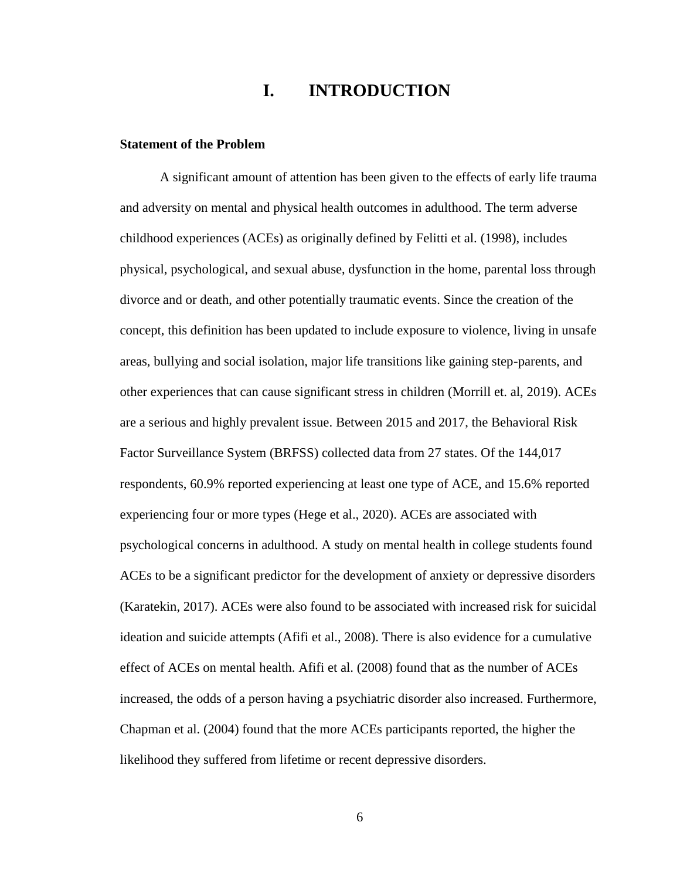# I. INTRODUCTION

**Statement of the Problem**

A significant amount of attention has been given to the effects of early life trauma and adversity on mental and physical health outcomes in adulthood. The term adverse childhood experiences (ACEs) as originally defined by Felitti et al. (1998), includes physical, psychological, and sexual abuse, dysfunction in the home, parental loss through divorce and or death, and other potentially traumatic events. Since the creation of the concept, this definition has been updated to include exposure to violence, living in unsafe areas, bullying and social isolation, major life transitions like gaining step-parents, and other experiences that can cause significant stress in children (Morrill et. al, 2019). ACEs are a serious and highly prevalent issue. Between 2015 and 2017, the Behavioral Risk Factor Surveillance System (BRFSS) collected data from 27 states. Of the 144,017 respondents, 60.9% reported experiencing at least one type of ACE, and 15.6% reported experiencing four or more types (Hege et al., 2020). ACEs are associated with psychological concerns in adulthood. A study on mental health in college students found ACEs to be a significant predictor for the development of anxiety or depressive disorders (Karatekin, 2017). ACEs were also found to be associated with increased risk for suicidal ideation and suicide attempts (Afifi et al., 2008). There is also evidence for a cumulative effect of ACEs on mental health. Afifi et al. (2008) found that as the number of ACEs increased, the odds of a person having a psychiatric disorder also increased. Furthermore, Chapman et al. (2004) found that the more ACEs participants reported, the higher the likelihood they suffered from lifetime or recent depressive disorders.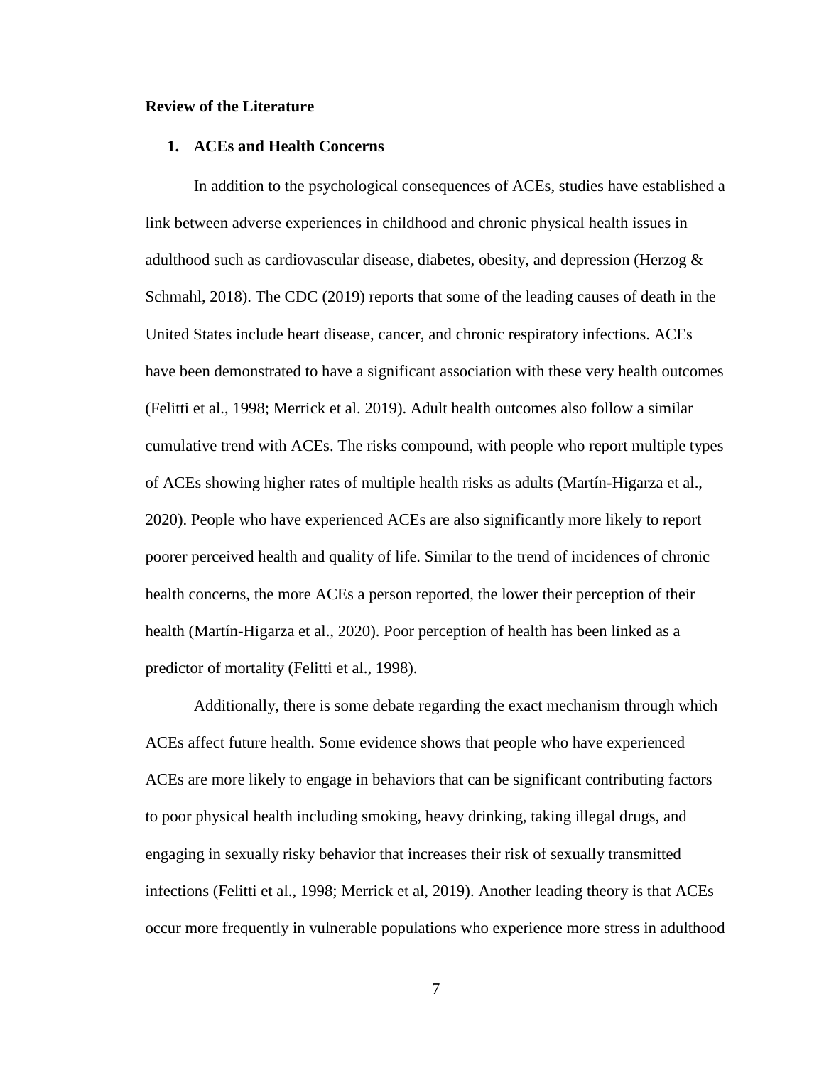**Review of the Literature**

**1. ACEs and Health Concerns**

In addition to the psychological consequences of ACEs, studies have established a link between adverse experiences in childhood and chronic physical health issues in adulthood such as cardiovascular disease, diabetes, obesity, and depression (Herzog & Schmahl, 2018). The CDC (2019) reports that some of the leading causes of death in the United States include heart disease, cancer, and chronic respiratory infections. ACEs have been demonstrated to have a significant association with these very health outcomes (Felitti et al., 1998; Merrick et al. 2019). Adult health outcomes also follow a similar cumulative trend with ACEs. The risks compound, with people who report multiple types of ACEs showing higher rates of multiple health risks as adults (Martín-Higarza et al., 2020). People who have experienced ACEs are also significantly more likely to report poorer perceived health and quality of life. Similar to the trend of incidences of chronic health concerns, the more ACEs a person reported, the lower their perception of their health (Martín-Higarza et al., 2020). Poor perception of health has been linked as a predictor of mortality (Felitti et al., 1998).

Additionally, there is some debate regarding the exact mechanism through which ACEs affect future health. Some evidence shows that people who have experienced ACEs are more likely to engage in behaviors that can be significant contributing factors to poor physical health including smoking, heavy drinking, taking illegal drugs, and engaging in sexually risky behavior that increases their risk of sexually transmitted infections (Felitti et al., 1998; Merrick et al, 2019). Another leading theory is that ACEs occur more frequently in vulnerable populations who experience more stress in adulthood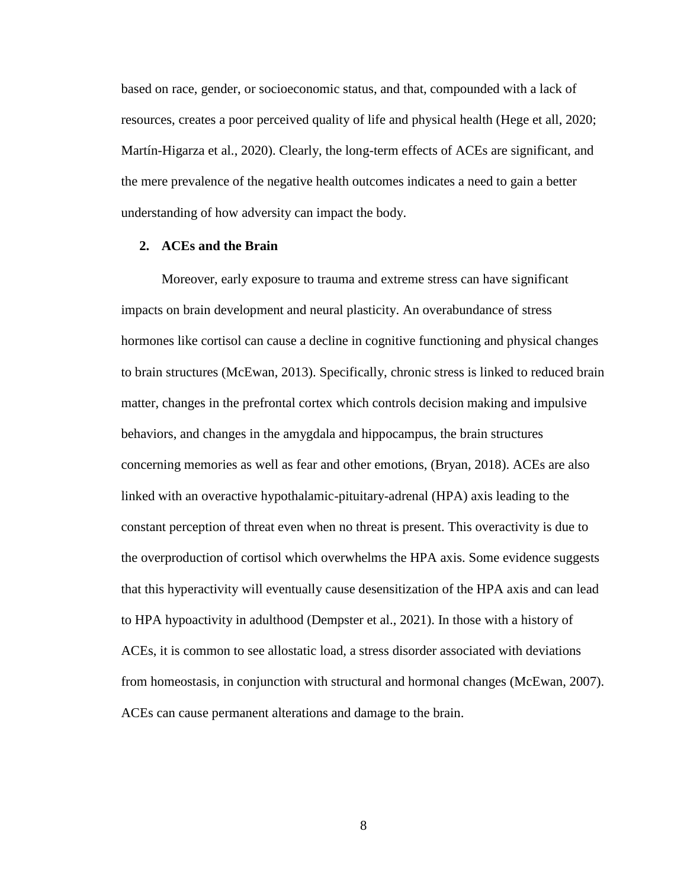based on race, gender, or socioeconomic status, and that, compounded with a lack of resources, creates a poor perceived quality of life and physical health (Hege et all, 2020; Martín-Higarza et al., 2020). Clearly, the long-term effects of ACEs are significant, and the mere prevalence of the negative health outcomes indicates a need to gain a better understanding of how adversity can impact the body.

## 2. ACEs and the Brain

Moreover, early exposure to trauma and extreme stress can have significant impacts on brain development and neural plasticity. An overabundance of stress hormones like cortisol can cause a decline in cognitive functioning and physical changes to brain structures (McEwan, 2013). Specifically, chronic stress is linked to reduced brain matter, changes in the prefrontal cortex which controls decision making and impulsive behaviors, and changes in the amygdala and hippocampus, the brain structures concerning memories as well as fear and other emotions, (Bryan, 2018). ACEs are also linked with an overactive hypothalamic-pituitary-adrenal (HPA) axis leading to the constant perception of threat even when no threat is present. This overactivity is due to the overproduction of cortisol which overwhelms the HPA axis. Some evidence suggests that this hyperactivity will eventually cause desensitization of the HPA axis and can lead to HPA hypoactivity in adulthood (Dempster et al., 2021). In those with a history of ACEs, it is common to see allostatic load, a stress disorder associated with deviations from homeostasis, in conjunction with structural and hormonal changes (McEwan, 2007). ACEs can cause permanent alterations and damage to the brain.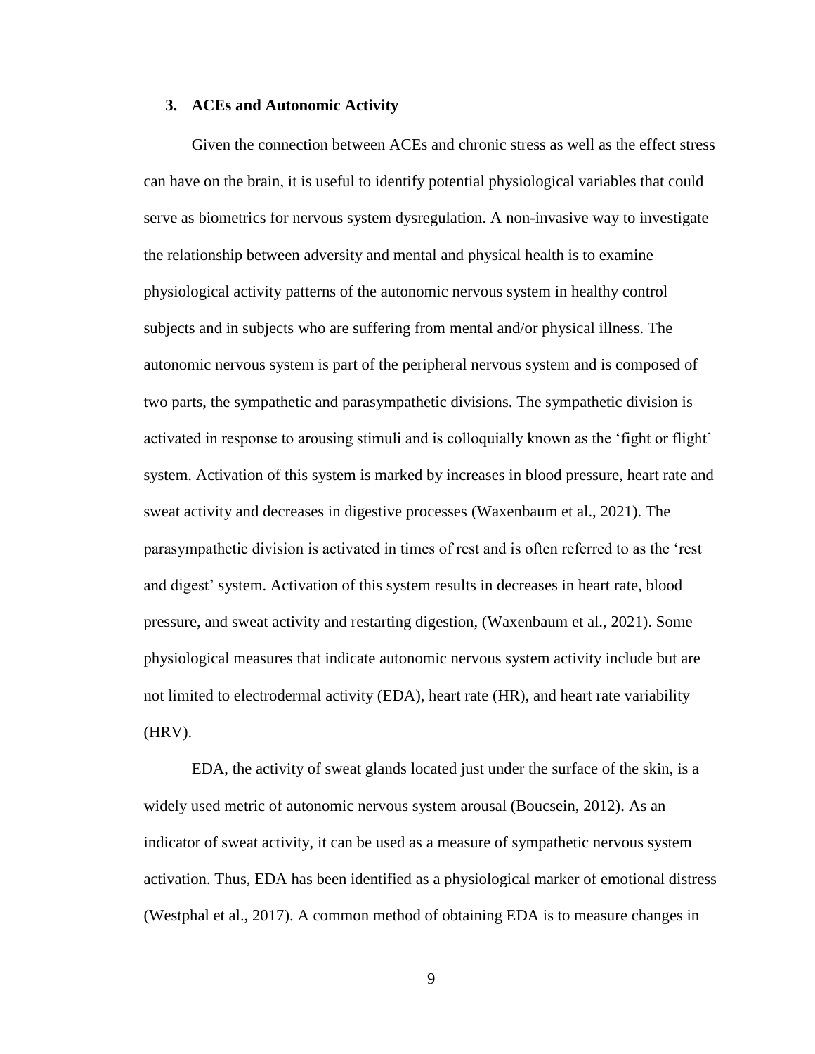## 3. ACEs and Autonomic Activity

Given the connection between ACEs and chronic stress as well as the effect stress can have on the brain, it is useful to identify potential physiological variables that could serve as biometrics for nervous system dysregulation. A non-invasive way to investigate the relationship between adversity and mental and physical health is to examine physiological activity patterns of the autonomic nervous system in healthy control subjects and in subjects who are suffering from mental and/or physical illness. The autonomic nervous system is part of the peripheral nervous system and is composed of two parts, the sympathetic and parasympathetic divisions. The sympathetic division is activated in response to arousing stimuli and is colloquially known as the 'fight or flight' system. Activation of this system is marked by increases in blood pressure, heart rate and sweat activity and decreases in digestive processes (Waxenbaum et al., 2021). The parasympathetic division is activated in times of rest and is often referred to as the 'rest and digest' system. Activation of this system results in decreases in heart rate, blood pressure, and sweat activity and restarting digestion, (Waxenbaum et al., 2021). Some physiological measures that indicate autonomic nervous system activity include but are not limited to electrodermal activity (EDA), heart rate (HR), and heart rate variability (HRV).

EDA, the activity of sweat glands located just under the surface of the skin, is a widely used metric of autonomic nervous system arousal (Boucsein, 2012). As an indicator of sweat activity, it can be used as a measure of sympathetic nervous system activation. Thus, EDA has been identified as a physiological marker of emotional distress (Westphal et al., 2017). A common method of obtaining EDA is to measure changes in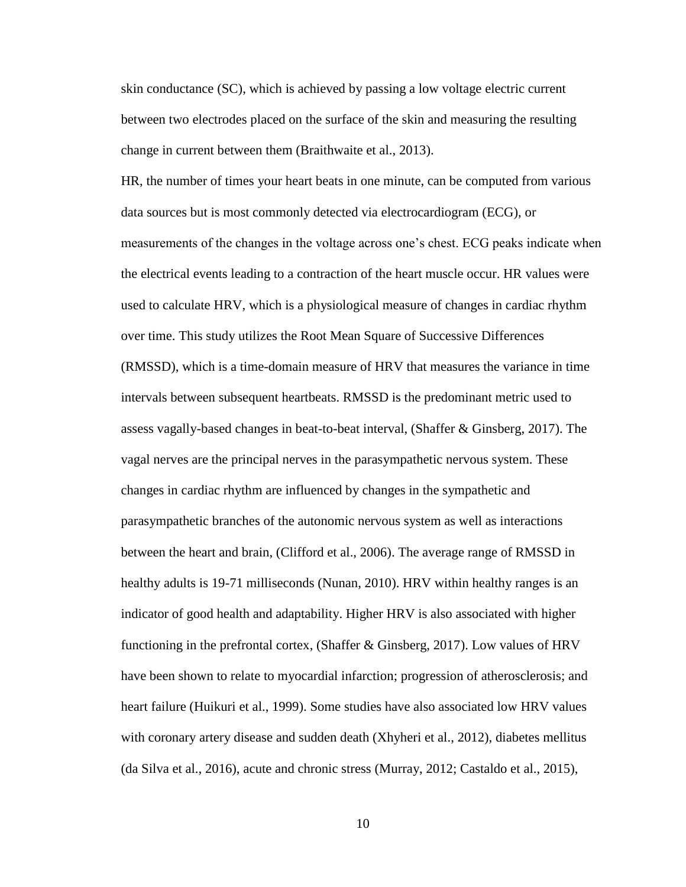skin conductance (SC), which is achieved by passing a low voltage electric current between two electrodes placed on the surface of the skin and measuring the resulting change in current between them (Braithwaite et al., 2013).

HR, the number of times your heart beats in one minute, can be computed from various data sources but is most commonly detected via electrocardiogram (ECG), or measurements of the changes in the voltage across one's chest. ECG peaks indicate when the electrical events leading to a contraction of the heart muscle occur. HR values were used to calculate HRV, which is a physiological measure of changes in cardiac rhythm over time. This study utilizes the Root Mean Square of Successive Differences (RMSSD), which is a time-domain measure of HRV that measures the variance in time intervals between subsequent heartbeats. RMSSD is the predominant metric used to assess vagally-based changes in beat-to-beat interval, (Shaffer & Ginsberg, 2017). The vagal nerves are the principal nerves in the parasympathetic nervous system. These changes in cardiac rhythm are influenced by changes in the sympathetic and parasympathetic branches of the autonomic nervous system as well as interactions between the heart and brain, (Clifford et al., 2006). The average range of RMSSD in healthy adults is 19-71 milliseconds (Nunan, 2010). HRV within healthy ranges is an indicator of good health and adaptability. Higher HRV is also associated with higher functioning in the prefrontal cortex, (Shaffer & Ginsberg, 2017). Low values of HRV have been shown to relate to myocardial infarction; progression of atherosclerosis; and heart failure (Huikuri et al., 1999). Some studies have also associated low HRV values with coronary artery disease and sudden death (Xhyheri et al., 2012), diabetes mellitus (da Silva et al., 2016), acute and chronic stress (Murray, 2012; Castaldo et al., 2015),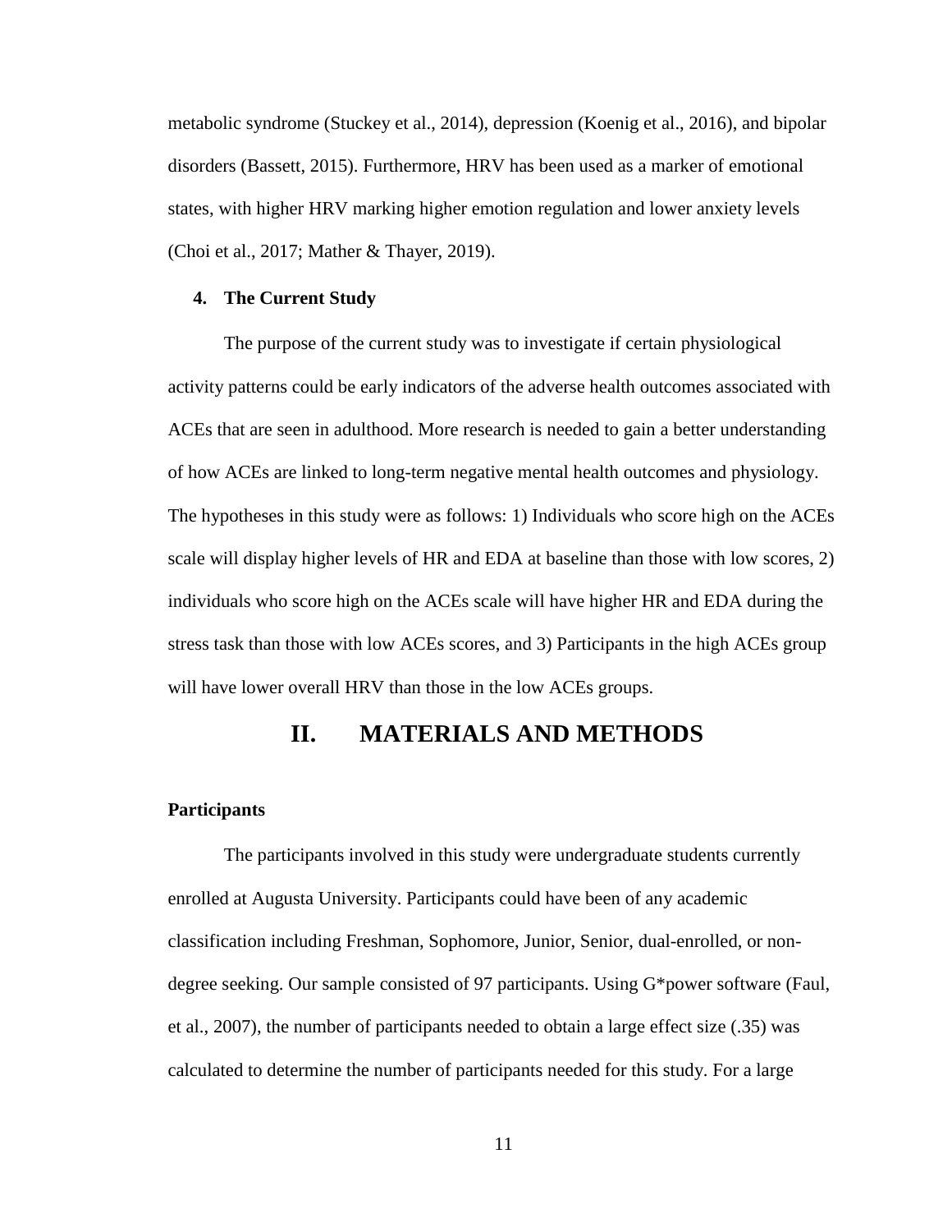metabolic syndrome (Stuckey et al., 2014), depression (Koenig et al., 2016), and bipolar disorders (Bassett, 2015). Furthermore, HRV has been used as a marker of emotional states, with higher HRV marking higher emotion regulation and lower anxiety levels (Choi et al., 2017; Mather & Thayer, 2019).

### 4. The Current Study

The purpose of the current study was to investigate if certain physiological activity patterns could be early indicators of the adverse health outcomes associated with ACEs that are seen in adulthood. More research is needed to gain a better understanding of how ACEs are linked to long-term negative mental health outcomes and physiology. The hypotheses in this study were as follows: 1) Individuals who score high on the ACEs scale will display higher levels of HR and EDA at baseline than those with low scores, 2) individuals who score high on the ACEs scale will have higher HR and EDA during the stress task than those with low ACEs scores, and 3) Participants in the high ACEs group will have lower overall HRV than those in the low ACEs groups.

# II. MATERIALS AND METHODS

### Participants

The participants involved in this study were undergraduate students currently enrolled at Augusta University. Participants could have been of any academic classification including Freshman, Sophomore, Junior, Senior, dual-enrolled, or non-degree seeking. Our sample consisted of 97 participants. Using G*power software (Faul, et al., 2007), the number of participants needed to obtain a large effect size (.35) was calculated to determine the number of participants needed for this study. For a large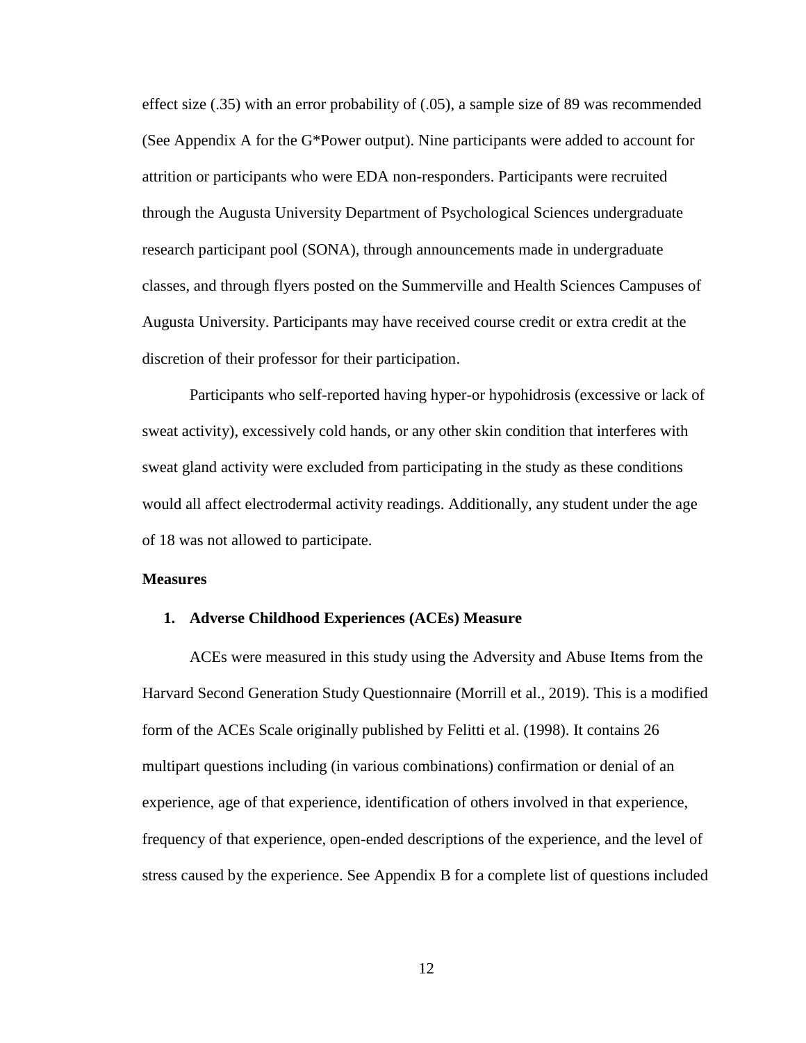effect size (.35) with an error probability of (.05), a sample size of 89 was recommended (See Appendix A for the G*Power output). Nine participants were added to account for attrition or participants who were EDA non-responders. Participants were recruited through the Augusta University Department of Psychological Sciences undergraduate research participant pool (SONA), through announcements made in undergraduate classes, and through flyers posted on the Summerville and Health Sciences Campuses of Augusta University. Participants may have received course credit or extra credit at the discretion of their professor for their participation.

Participants who self-reported having hyper-or hypohidrosis (excessive or lack of sweat activity), excessively cold hands, or any other skin condition that interferes with sweat gland activity were excluded from participating in the study as these conditions would all affect electrodermal activity readings. Additionally, any student under the age of 18 was not allowed to participate.

**Measures**

1. **Adverse Childhood Experiences (ACEs) Measure**

ACEs were measured in this study using the Adversity and Abuse Items from the Harvard Second Generation Study Questionnaire (Morrill et al., 2019). This is a modified form of the ACEs Scale originally published by Felitti et al. (1998). It contains 26 multipart questions including (in various combinations) confirmation or denial of an experience, age of that experience, identification of others involved in that experience, frequency of that experience, open-ended descriptions of the experience, and the level of stress caused by the experience. See Appendix B for a complete list of questions included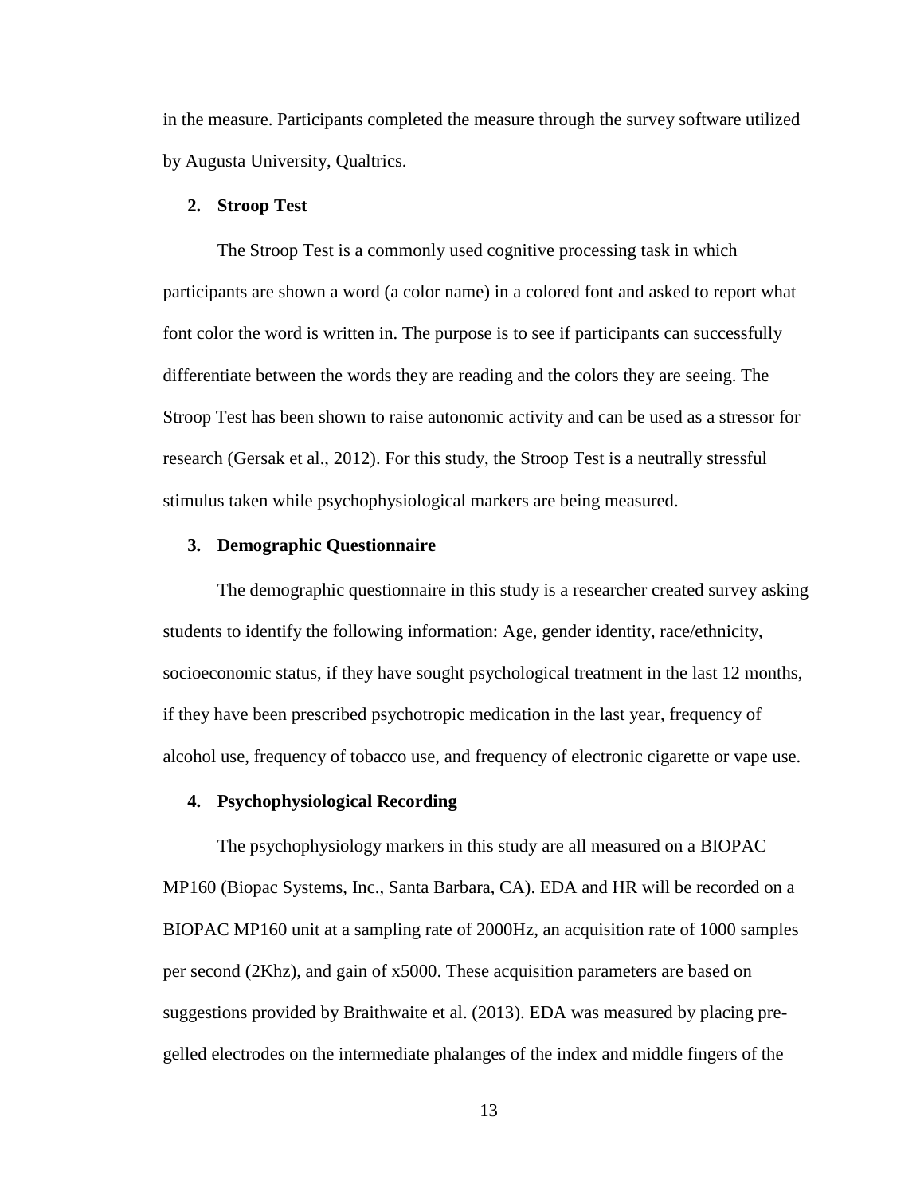in the measure. Participants completed the measure through the survey software utilized by Augusta University, Qualtrics.

**2. Stroop Test**

The Stroop Test is a commonly used cognitive processing task in which participants are shown a word (a color name) in a colored font and asked to report what font color the word is written in. The purpose is to see if participants can successfully differentiate between the words they are reading and the colors they are seeing. The Stroop Test has been shown to raise autonomic activity and can be used as a stressor for research (Gersak et al., 2012). For this study, the Stroop Test is a neutrally stressful stimulus taken while psychophysiological markers are being measured.

**3. Demographic Questionnaire**

The demographic questionnaire in this study is a researcher created survey asking students to identify the following information: Age, gender identity, race/ethnicity, socioeconomic status, if they have sought psychological treatment in the last 12 months, if they have been prescribed psychotropic medication in the last year, frequency of alcohol use, frequency of tobacco use, and frequency of electronic cigarette or vape use.

**4. Psychophysiological Recording**

The psychophysiology markers in this study are all measured on a BIOPAC MP160 (Biopac Systems, Inc., Santa Barbara, CA). EDA and HR will be recorded on a BIOPAC MP160 unit at a sampling rate of 2000Hz, an acquisition rate of 1000 samples per second (2Khz), and gain of x5000. These acquisition parameters are based on suggestions provided by Braithwaite et al. (2013). EDA was measured by placing pre-gelled electrodes on the intermediate phalanges of the index and middle fingers of the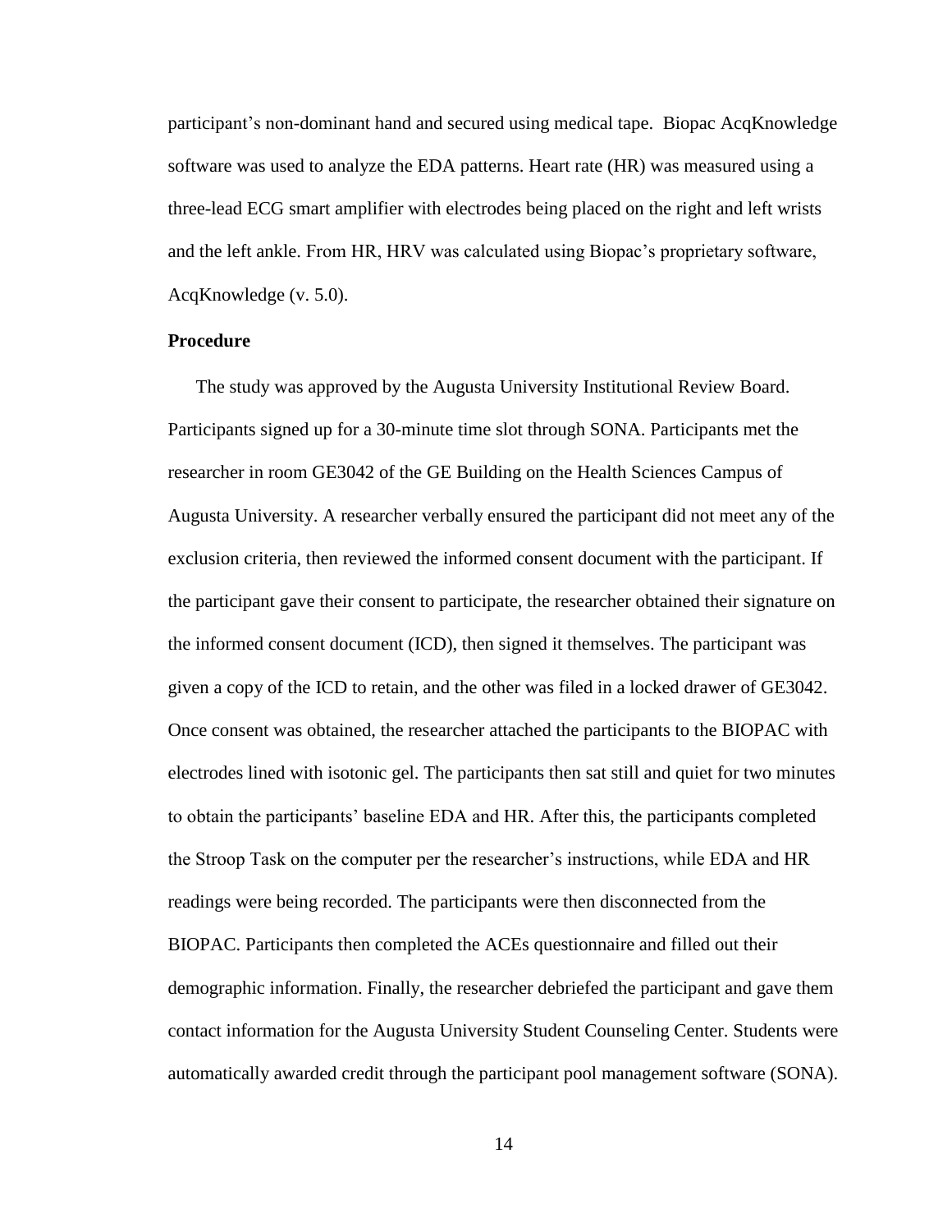participant's non-dominant hand and secured using medical tape. Biopac AcqKnowledge software was used to analyze the EDA patterns. Heart rate (HR) was measured using a three-lead ECG smart amplifier with electrodes being placed on the right and left wrists and the left ankle. From HR, HRV was calculated using Biopac's proprietary software, AcqKnowledge (v. 5.0).

**Procedure**

The study was approved by the Augusta University Institutional Review Board. Participants signed up for a 30-minute time slot through SONA. Participants met the researcher in room GE3042 of the GE Building on the Health Sciences Campus of Augusta University. A researcher verbally ensured the participant did not meet any of the exclusion criteria, then reviewed the informed consent document with the participant. If the participant gave their consent to participate, the researcher obtained their signature on the informed consent document (ICD), then signed it themselves. The participant was given a copy of the ICD to retain, and the other was filed in a locked drawer of GE3042. Once consent was obtained, the researcher attached the participants to the BIOPAC with electrodes lined with isotonic gel. The participants then sat still and quiet for two minutes to obtain the participants' baseline EDA and HR. After this, the participants completed the Stroop Task on the computer per the researcher's instructions, while EDA and HR readings were being recorded. The participants were then disconnected from the BIOPAC. Participants then completed the ACEs questionnaire and filled out their demographic information. Finally, the researcher debriefed the participant and gave them contact information for the Augusta University Student Counseling Center. Students were automatically awarded credit through the participant pool management software (SONA).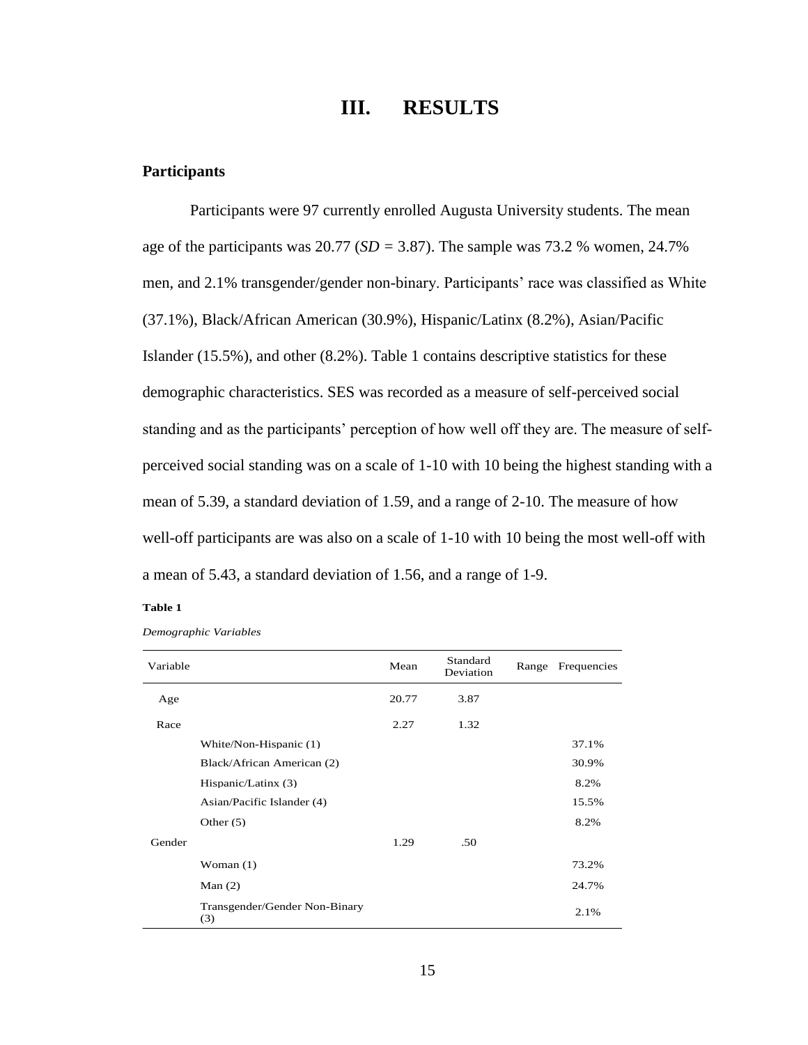# III. RESULTS

## Participants

Participants were 97 currently enrolled Augusta University students. The mean age of the participants was 20.77 (*SD* = 3.87). The sample was 73.2 % women, 24.7% men, and 2.1% transgender/gender non-binary. Participants' race was classified as White (37.1%), Black/African American (30.9%), Hispanic/Latinx (8.2%), Asian/Pacific Islander (15.5%), and other (8.2%). Table 1 contains descriptive statistics for these demographic characteristics. SES was recorded as a measure of self-perceived social standing and as the participants' perception of how well off they are. The measure of self-perceived social standing was on a scale of 1-10 with 10 being the highest standing with a mean of 5.39, a standard deviation of 1.59, and a range of 2-10. The measure of how well-off participants are was also on a scale of 1-10 with 10 being the most well-off with a mean of 5.43, a standard deviation of 1.56, and a range of 1-9.

**Table 1**

*Demographic Variables*

| Variable | | Mean | Standard Deviation | Range | Frequencies |
|---|---|---|---|---|---|
| Age | | 20.77 | 3.87 | | |
| Race | | 2.27 | 1.32 | | |
| | White/Non-Hispanic (1) | | | | 37.1% |
| | Black/African American (2) | | | | 30.9% |
| | Hispanic/Latinx (3) | | | | 8.2% |
| | Asian/Pacific Islander (4) | | | | 15.5% |
| | Other (5) | | | | 8.2% |
| Gender | | 1.29 | .50 | | |
| | Woman (1) | | | | 73.2% |
| | Man (2) | | | | 24.7% |
| | Transgender/Gender Non-Binary (3) | | | | 2.1% |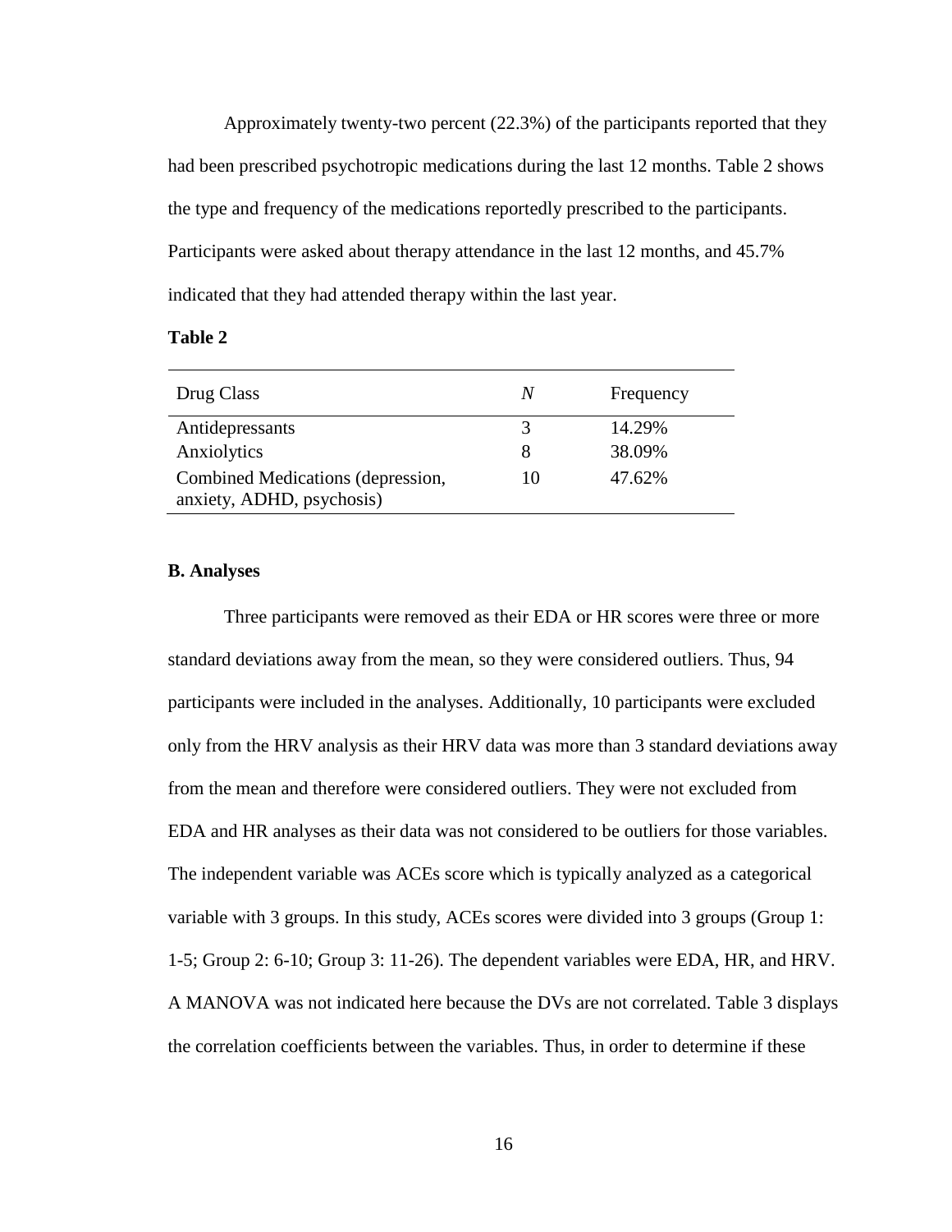Approximately twenty-two percent (22.3%) of the participants reported that they had been prescribed psychotropic medications during the last 12 months. Table 2 shows the type and frequency of the medications reportedly prescribed to the participants. Participants were asked about therapy attendance in the last 12 months, and 45.7% indicated that they had attended therapy within the last year.

**Table 2**

| Drug Class | *N* | Frequency |
|---|---|---|
| Antidepressants | 3 | 14.29% |
| Anxiolytics | 8 | 38.09% |
| Combined Medications (depression, anxiety, ADHD, psychosis) | 10 | 47.62% |

**B. Analyses**

Three participants were removed as their EDA or HR scores were three or more standard deviations away from the mean, so they were considered outliers. Thus, 94 participants were included in the analyses. Additionally, 10 participants were excluded only from the HRV analysis as their HRV data was more than 3 standard deviations away from the mean and therefore were considered outliers. They were not excluded from EDA and HR analyses as their data was not considered to be outliers for those variables. The independent variable was ACEs score which is typically analyzed as a categorical variable with 3 groups. In this study, ACEs scores were divided into 3 groups (Group 1: 1-5; Group 2: 6-10; Group 3: 11-26). The dependent variables were EDA, HR, and HRV. A MANOVA was not indicated here because the DVs are not correlated. Table 3 displays the correlation coefficients between the variables. Thus, in order to determine if these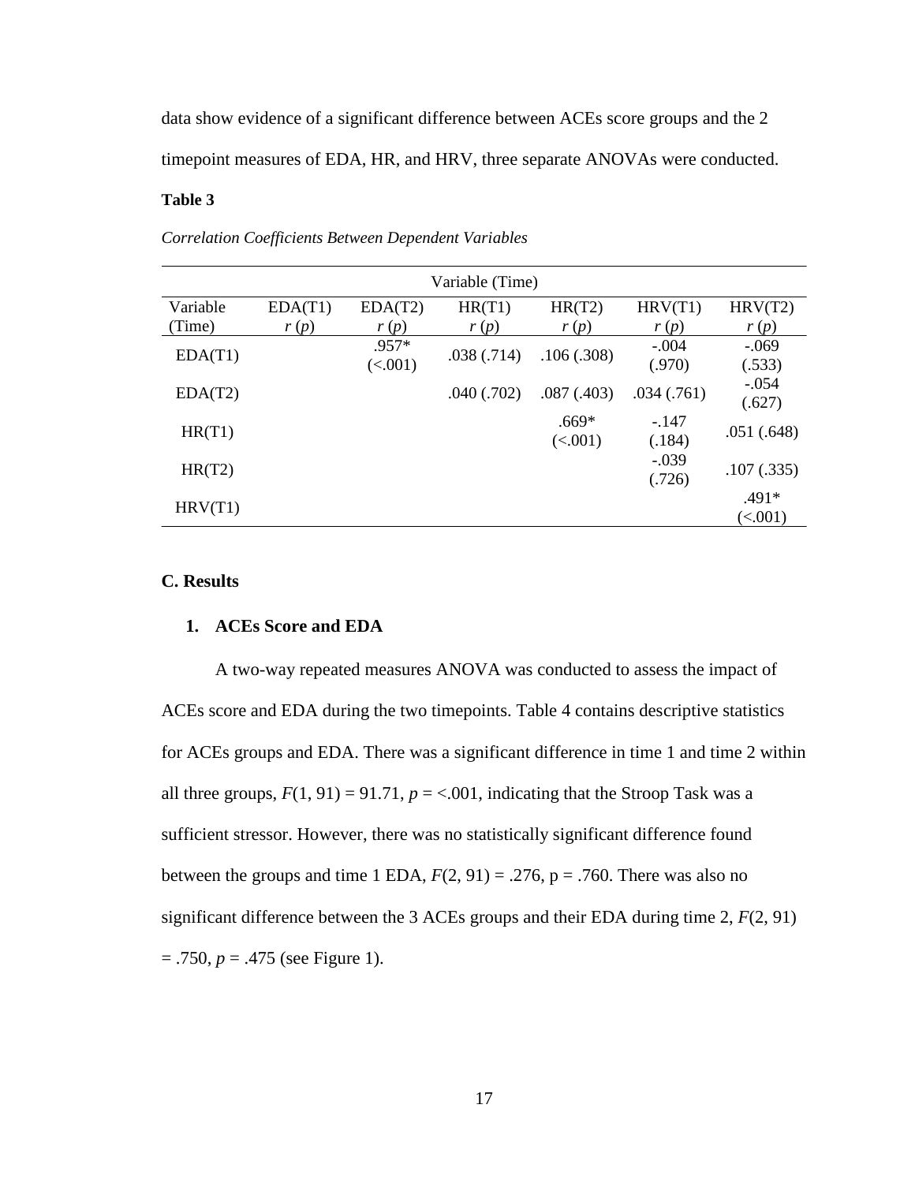data show evidence of a significant difference between ACEs score groups and the 2 timepoint measures of EDA, HR, and HRV, three separate ANOVAs were conducted.

**Table 3**

*Correlation Coefficients Between Dependent Variables*

| | Variable (Time) | | | | | |
|---|---|---|---|---|---|---|
| Variable (Time) | EDA(T1) *r* (*p*) | EDA(T2) *r* (*p*) | HR(T1) *r* (*p*) | HR(T2) *r* (*p*) | HRV(T1) *r* (*p*) | HRV(T2) *r* (*p*) |
| EDA(T1) | | .957* (<.001) | .038 (.714) | .106 (.308) | -.004 (.970) | -.069 (.533) |
| EDA(T2) | | | .040 (.702) | .087 (.403) | .034 (.761) | -.054 (.627) |
| HR(T1) | | | | .669* (<.001) | -.147 (.184) | .051 (.648) |
| HR(T2) | | | | | -.039 (.726) | .107 (.335) |
| HRV(T1) | | | | | | .491* (<.001) |

### C. Results

#### 1. ACEs Score and EDA

A two-way repeated measures ANOVA was conducted to assess the impact of ACEs score and EDA during the two timepoints. Table 4 contains descriptive statistics for ACEs groups and EDA. There was a significant difference in time 1 and time 2 within all three groups, $F(1, 91) = 91.71$, $p = <.001$, indicating that the Stroop Task was a sufficient stressor. However, there was no statistically significant difference found between the groups and time 1 EDA, $F(2, 91) = .276$, $p = .760$. There was also no significant difference between the 3 ACEs groups and their EDA during time 2, $F(2, 91) = .750$, $p = .475$ (see Figure 1).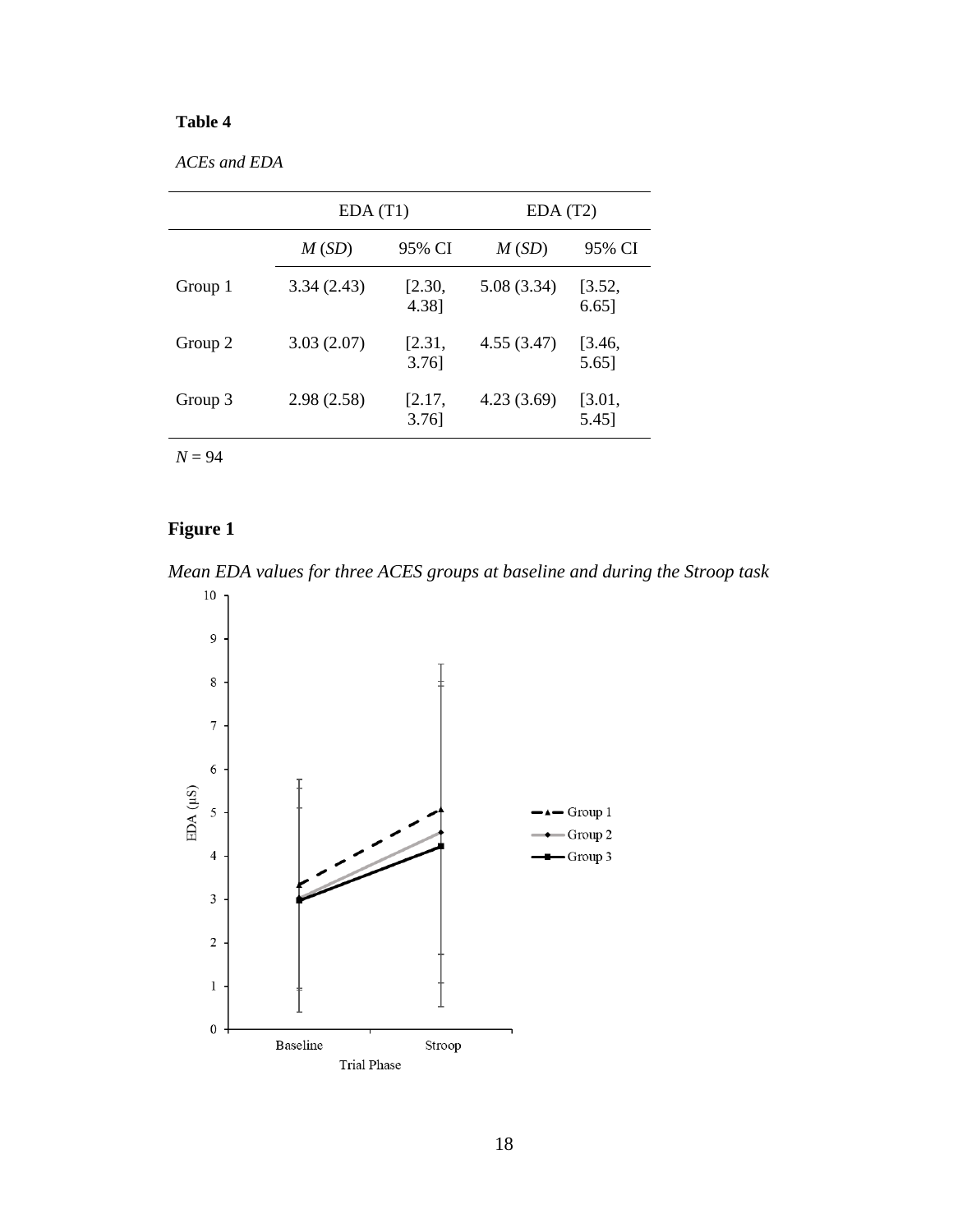**Table 4**

*ACEs and EDA*

| | EDA (T1) | | EDA (T2) | |
|---|---|---|---|---|
| | *M* (*SD*) | 95% CI | *M* (*SD*) | 95% CI |
| Group 1 | 3.34 (2.43) | [2.30, 4.38] | 5.08 (3.34) | [3.52, 6.65] |
| Group 2 | 3.03 (2.07) | [2.31, 3.76] | 4.55 (3.47) | [3.46, 5.65] |
| Group 3 | 2.98 (2.58) | [2.17, 3.76] | 4.23 (3.69) | [3.01, 5.45] |

*N* = 94

**Figure 1**

*Mean EDA values for three ACES groups at baseline and during the Stroop task*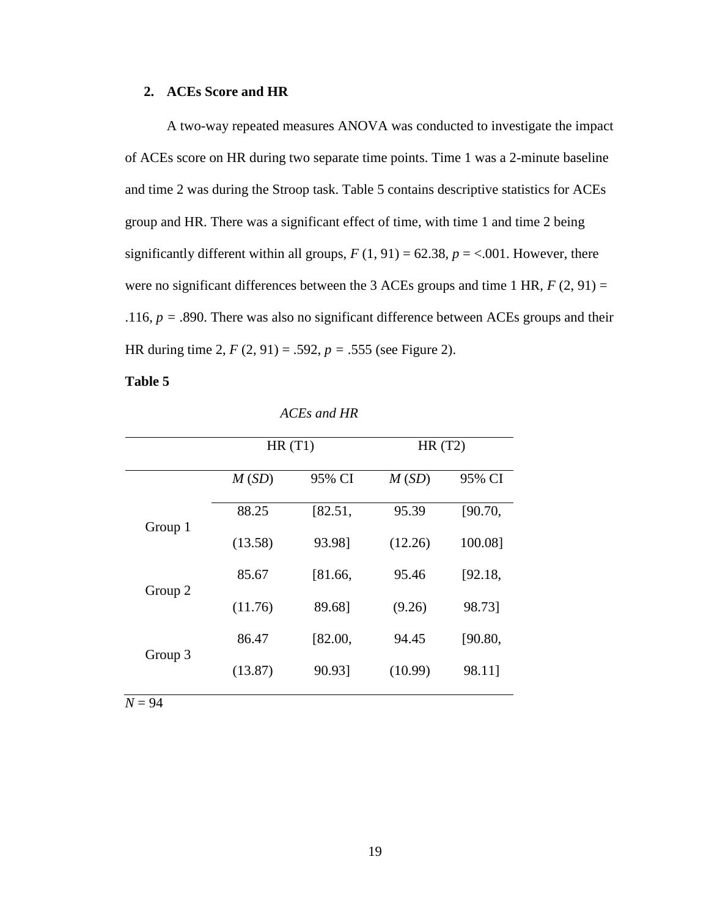**2. ACEs Score and HR**

A two-way repeated measures ANOVA was conducted to investigate the impact of ACEs score on HR during two separate time points. Time 1 was a 2-minute baseline and time 2 was during the Stroop task. Table 5 contains descriptive statistics for ACEs group and HR. There was a significant effect of time, with time 1 and time 2 being significantly different within all groups, $F$ (1, 91) = 62.38, $p$ = <.001. However, there were no significant differences between the 3 ACEs groups and time 1 HR, $F$ (2, 91) = .116, $p$ = .890. There was also no significant difference between ACEs groups and their HR during time 2, $F$ (2, 91) = .592, $p$ = .555 (see Figure 2).

**Table 5**

*ACEs and HR*

| | HR (T1) | | HR (T2) | |
|---|---|---|---|---|
| | *M* (*SD*) | 95% CI | *M* (*SD*) | 95% CI |
| Group 1 | 88.25 (13.58) | [82.51, 93.98] | 95.39 (12.26) | [90.70, 100.08] |
| Group 2 | 85.67 (11.76) | [81.66, 89.68] | 95.46 (9.26) | [92.18, 98.73] |
| Group 3 | 86.47 (13.87) | [82.00, 90.93] | 94.45 (10.99) | [90.80, 98.11] |

*N* = 94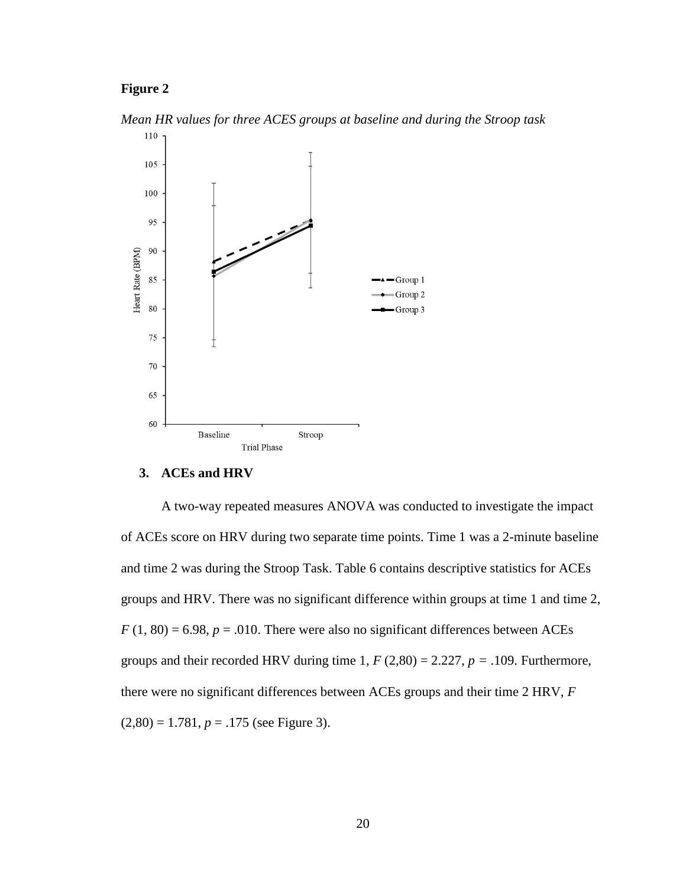**Figure 2**

*Mean HR values for three ACES groups at baseline and during the Stroop task*

3. **ACEs and HRV**

A two-way repeated measures ANOVA was conducted to investigate the impact of ACEs score on HRV during two separate time points. Time 1 was a 2-minute baseline and time 2 was during the Stroop Task. Table 6 contains descriptive statistics for ACEs groups and HRV. There was no significant difference within groups at time 1 and time 2, $F$ (1, 80) = 6.98, $p$ = .010. There were also no significant differences between ACEs groups and their recorded HRV during time 1, $F$ (2,80) = 2.227, $p$ = .109. Furthermore, there were no significant differences between ACEs groups and their time 2 HRV, $F$ (2,80) = 1.781, $p$ = .175 (see Figure 3).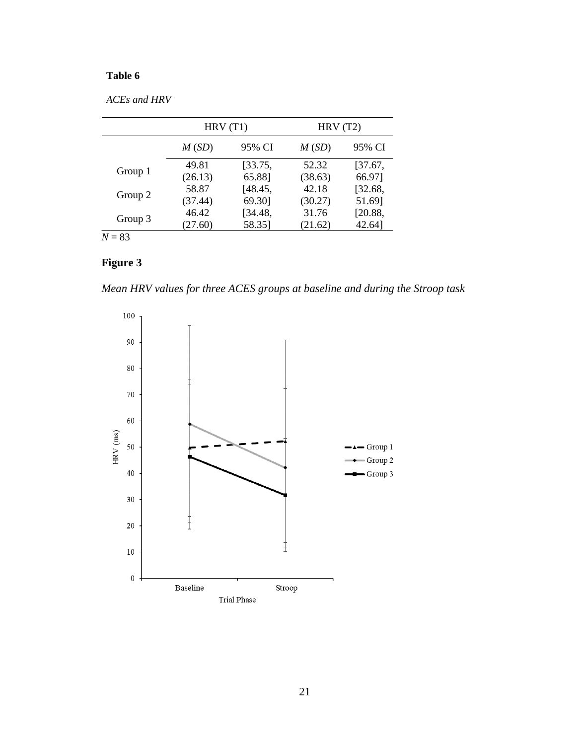**Table 6**

*ACEs and HRV*

| | HRV (T1) | | HRV (T2) | |
|---|---|---|---|---|
| | *M* (*SD*) | 95% CI | *M* (*SD*) | 95% CI |
| Group 1 | 49.81 (26.13) | [33.75, 65.88] | 52.32 (38.63) | [37.67, 66.97] |
| Group 2 | 58.87 (37.44) | [48.45, 69.30] | 42.18 (30.27) | [32.68, 51.69] |
| Group 3 | 46.42 (27.60) | [34.48, 58.35] | 31.76 (21.62) | [20.88, 42.64] |

$N = 83$

## Figure 3

*Mean HRV values for three ACES groups at baseline and during the Stroop task*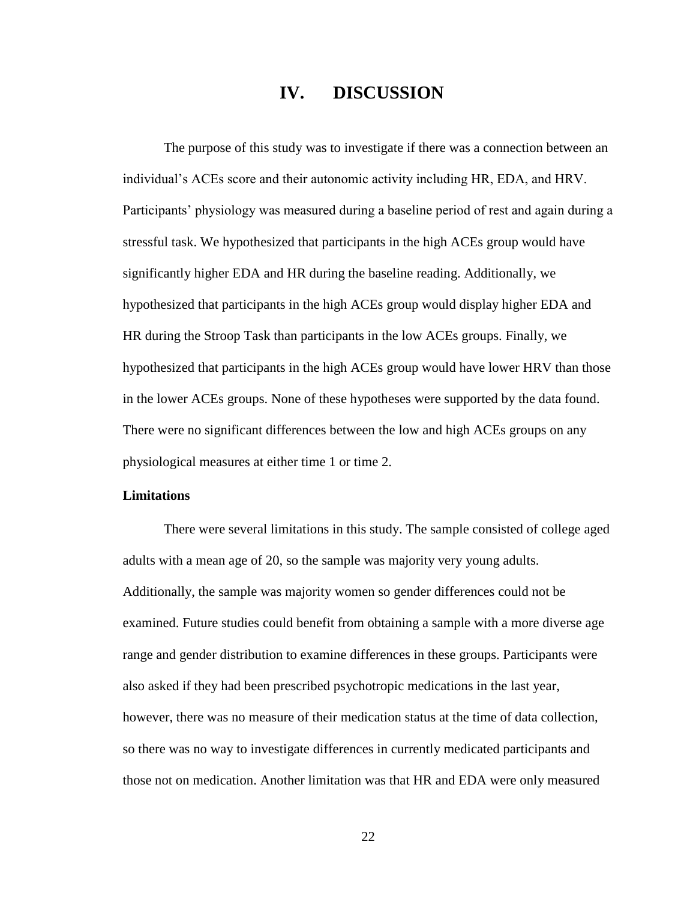# IV. DISCUSSION

The purpose of this study was to investigate if there was a connection between an individual's ACEs score and their autonomic activity including HR, EDA, and HRV. Participants' physiology was measured during a baseline period of rest and again during a stressful task. We hypothesized that participants in the high ACEs group would have significantly higher EDA and HR during the baseline reading. Additionally, we hypothesized that participants in the high ACEs group would display higher EDA and HR during the Stroop Task than participants in the low ACEs groups. Finally, we hypothesized that participants in the high ACEs group would have lower HRV than those in the lower ACEs groups. None of these hypotheses were supported by the data found. There were no significant differences between the low and high ACEs groups on any physiological measures at either time 1 or time 2.

**Limitations**

There were several limitations in this study. The sample consisted of college aged adults with a mean age of 20, so the sample was majority very young adults. Additionally, the sample was majority women so gender differences could not be examined. Future studies could benefit from obtaining a sample with a more diverse age range and gender distribution to examine differences in these groups. Participants were also asked if they had been prescribed psychotropic medications in the last year, however, there was no measure of their medication status at the time of data collection, so there was no way to investigate differences in currently medicated participants and those not on medication. Another limitation was that HR and EDA were only measured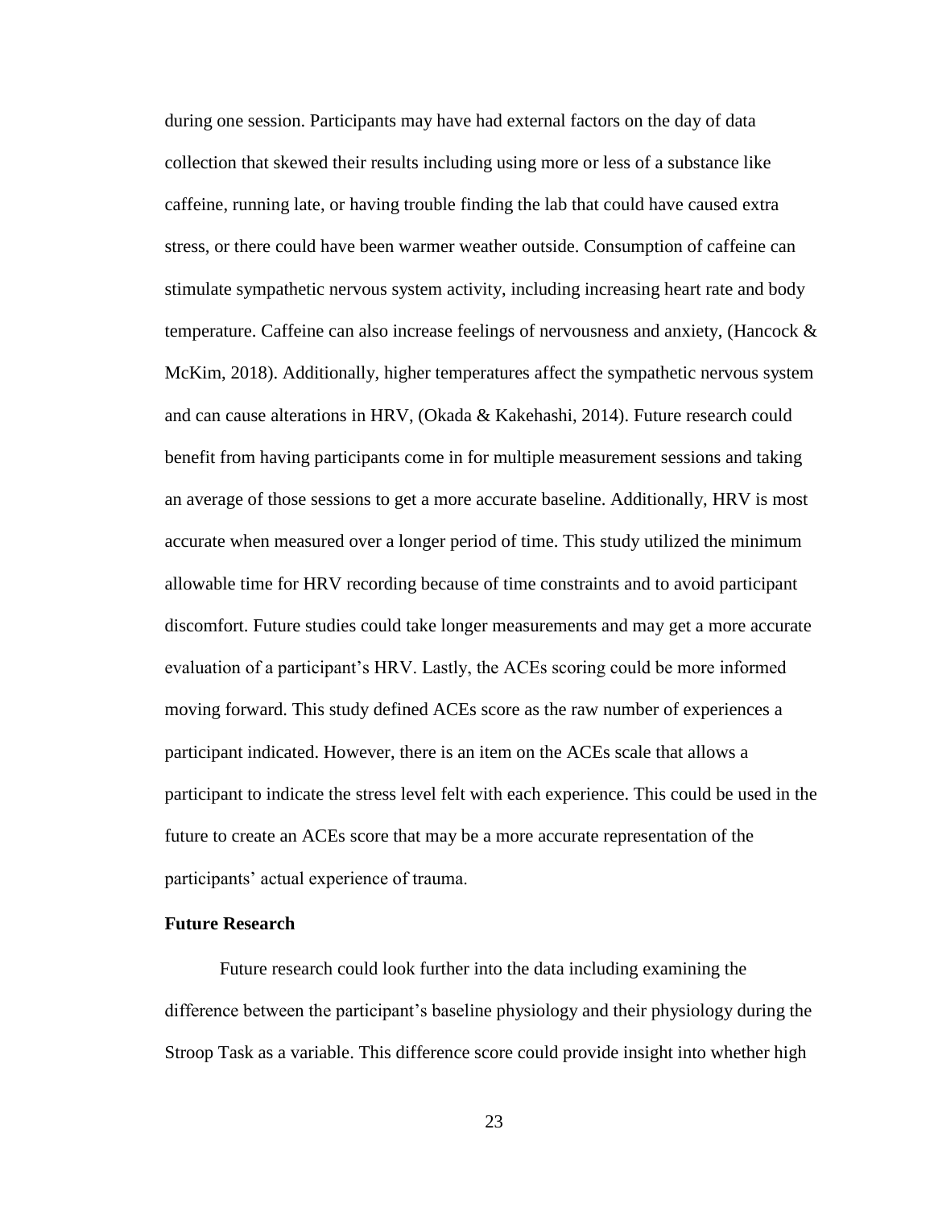during one session. Participants may have had external factors on the day of data collection that skewed their results including using more or less of a substance like caffeine, running late, or having trouble finding the lab that could have caused extra stress, or there could have been warmer weather outside. Consumption of caffeine can stimulate sympathetic nervous system activity, including increasing heart rate and body temperature. Caffeine can also increase feelings of nervousness and anxiety, (Hancock & McKim, 2018). Additionally, higher temperatures affect the sympathetic nervous system and can cause alterations in HRV, (Okada & Kakehashi, 2014). Future research could benefit from having participants come in for multiple measurement sessions and taking an average of those sessions to get a more accurate baseline. Additionally, HRV is most accurate when measured over a longer period of time. This study utilized the minimum allowable time for HRV recording because of time constraints and to avoid participant discomfort. Future studies could take longer measurements and may get a more accurate evaluation of a participant's HRV. Lastly, the ACEs scoring could be more informed moving forward. This study defined ACEs score as the raw number of experiences a participant indicated. However, there is an item on the ACEs scale that allows a participant to indicate the stress level felt with each experience. This could be used in the future to create an ACEs score that may be a more accurate representation of the participants' actual experience of trauma.

**Future Research**

Future research could look further into the data including examining the difference between the participant's baseline physiology and their physiology during the Stroop Task as a variable. This difference score could provide insight into whether high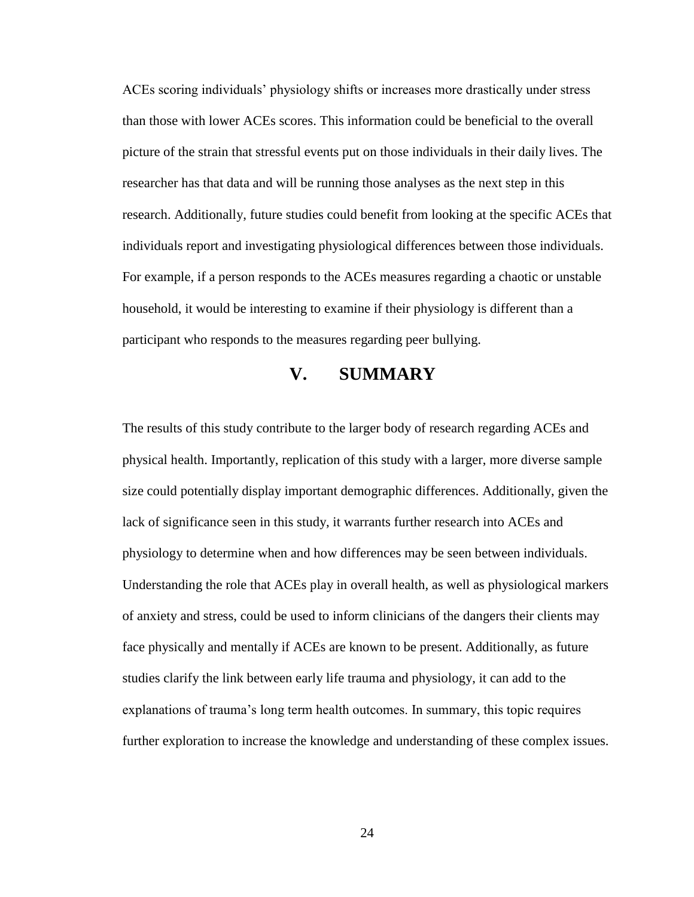ACEs scoring individuals' physiology shifts or increases more drastically under stress than those with lower ACEs scores. This information could be beneficial to the overall picture of the strain that stressful events put on those individuals in their daily lives. The researcher has that data and will be running those analyses as the next step in this research. Additionally, future studies could benefit from looking at the specific ACEs that individuals report and investigating physiological differences between those individuals. For example, if a person responds to the ACEs measures regarding a chaotic or unstable household, it would be interesting to examine if their physiology is different than a participant who responds to the measures regarding peer bullying.

# V. SUMMARY

The results of this study contribute to the larger body of research regarding ACEs and physical health. Importantly, replication of this study with a larger, more diverse sample size could potentially display important demographic differences. Additionally, given the lack of significance seen in this study, it warrants further research into ACEs and physiology to determine when and how differences may be seen between individuals. Understanding the role that ACEs play in overall health, as well as physiological markers of anxiety and stress, could be used to inform clinicians of the dangers their clients may face physically and mentally if ACEs are known to be present. Additionally, as future studies clarify the link between early life trauma and physiology, it can add to the explanations of trauma's long term health outcomes. In summary, this topic requires further exploration to increase the knowledge and understanding of these complex issues.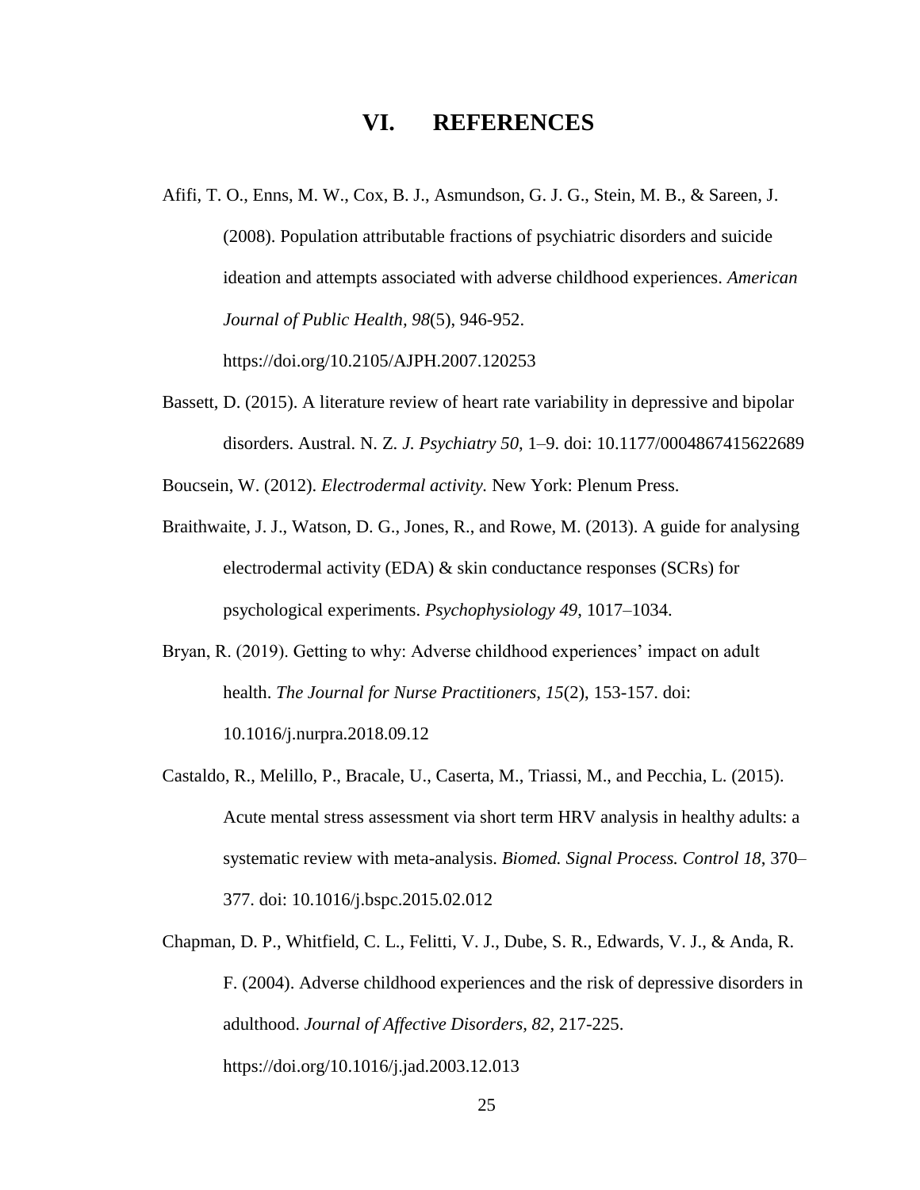# VI. REFERENCES

Afifi, T. O., Enns, M. W., Cox, B. J., Asmundson, G. J. G., Stein, M. B., & Sareen, J. (2008). Population attributable fractions of psychiatric disorders and suicide ideation and attempts associated with adverse childhood experiences. *American Journal of Public Health, 98*(5), 946-952. https://doi.org/10.2105/AJPH.2007.120253

Bassett, D. (2015). A literature review of heart rate variability in depressive and bipolar disorders. Austral. N. Z. *J. Psychiatry 50*, 1–9. doi: 10.1177/0004867415622689

Boucsein, W. (2012). *Electrodermal activity.* New York: Plenum Press.

Braithwaite, J. J., Watson, D. G., Jones, R., and Rowe, M. (2013). A guide for analysing electrodermal activity (EDA) & skin conductance responses (SCRs) for psychological experiments. *Psychophysiology 49*, 1017–1034.

Bryan, R. (2019). Getting to why: Adverse childhood experiences' impact on adult health. *The Journal for Nurse Practitioners*, *15*(2), 153-157. doi: 10.1016/j.nurpra.2018.09.12

Castaldo, R., Melillo, P., Bracale, U., Caserta, M., Triassi, M., and Pecchia, L. (2015). Acute mental stress assessment via short term HRV analysis in healthy adults: a systematic review with meta-analysis. *Biomed. Signal Process. Control 18*, 370–377. doi: 10.1016/j.bspc.2015.02.012

Chapman, D. P., Whitfield, C. L., Felitti, V. J., Dube, S. R., Edwards, V. J., & Anda, R. F. (2004). Adverse childhood experiences and the risk of depressive disorders in adulthood. *Journal of Affective Disorders, 82*, 217-225. https://doi.org/10.1016/j.jad.2003.12.013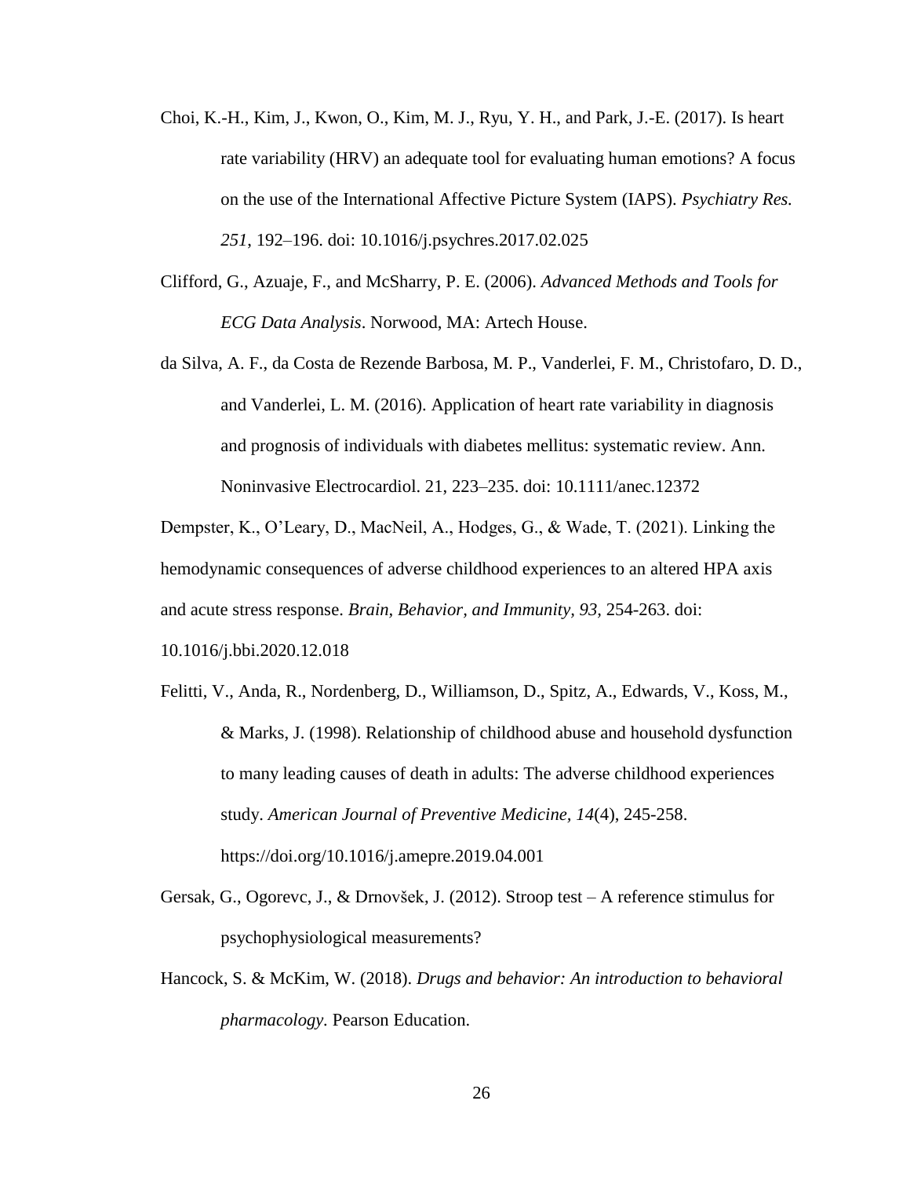Choi, K.-H., Kim, J., Kwon, O., Kim, M. J., Ryu, Y. H., and Park, J.-E. (2017). Is heart rate variability (HRV) an adequate tool for evaluating human emotions? A focus on the use of the International Affective Picture System (IAPS). *Psychiatry Res. 251*, 192–196. doi: 10.1016/j.psychres.2017.02.025

Clifford, G., Azuaje, F., and McSharry, P. E. (2006). *Advanced Methods and Tools for ECG Data Analysis*. Norwood, MA: Artech House.

da Silva, A. F., da Costa de Rezende Barbosa, M. P., Vanderlei, F. M., Christofaro, D. D., and Vanderlei, L. M. (2016). Application of heart rate variability in diagnosis and prognosis of individuals with diabetes mellitus: systematic review. Ann. Noninvasive Electrocardiol. 21, 223–235. doi: 10.1111/anec.12372

Dempster, K., O'Leary, D., MacNeil, A., Hodges, G., & Wade, T. (2021). Linking the hemodynamic consequences of adverse childhood experiences to an altered HPA axis and acute stress response. *Brain, Behavior, and Immunity, 93,* 254-263. doi: 10.1016/j.bbi.2020.12.018

Felitti, V., Anda, R., Nordenberg, D., Williamson, D., Spitz, A., Edwards, V., Koss, M., & Marks, J. (1998). Relationship of childhood abuse and household dysfunction to many leading causes of death in adults: The adverse childhood experiences study. *American Journal of Preventive Medicine, 14*(4), 245-258. https://doi.org/10.1016/j.amepre.2019.04.001

Gersak, G., Ogorevc, J., & Drnovšek, J. (2012). Stroop test – A reference stimulus for psychophysiological measurements?

Hancock, S. & McKim, W. (2018). *Drugs and behavior: An introduction to behavioral pharmacology.* Pearson Education.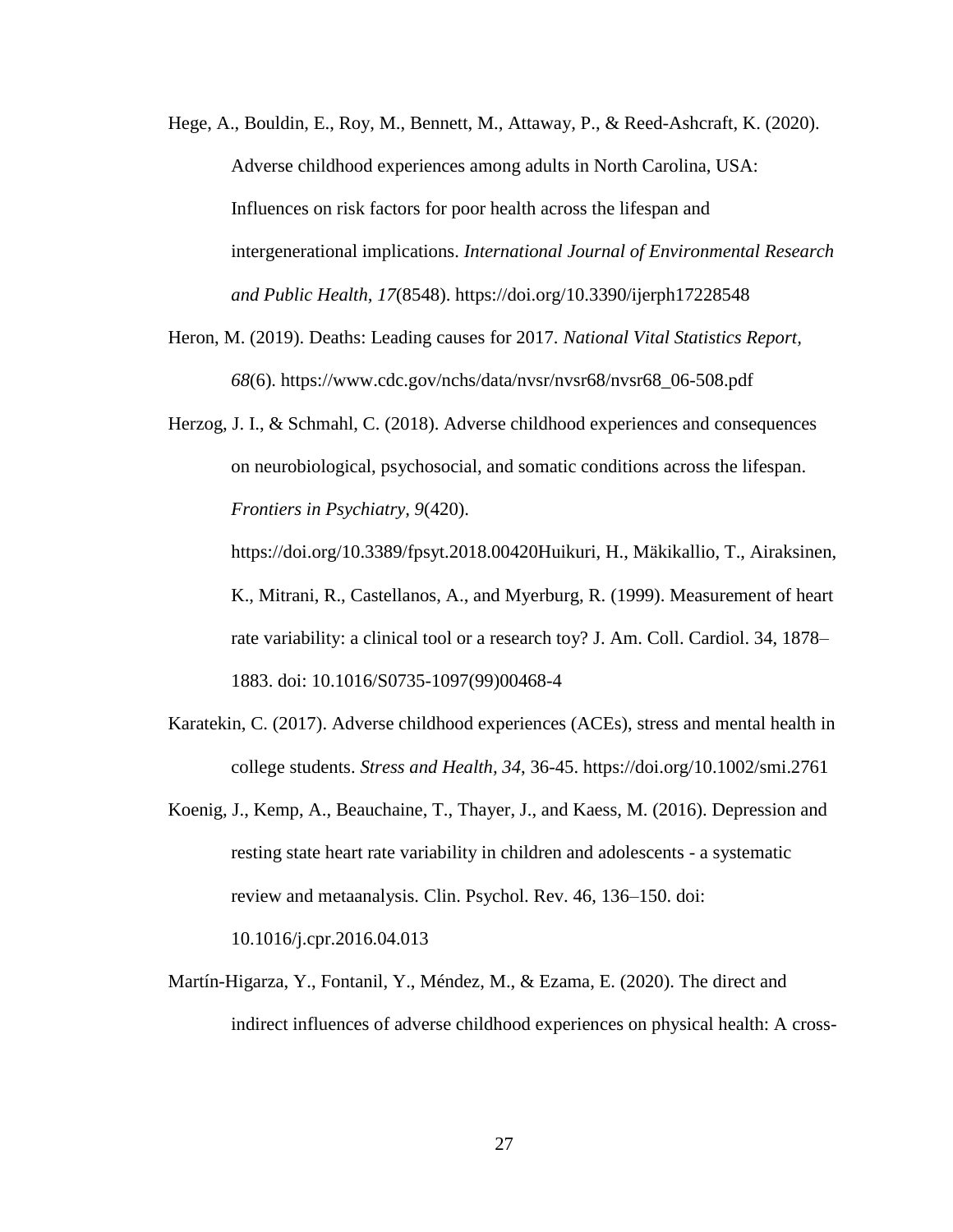Hege, A., Bouldin, E., Roy, M., Bennett, M., Attaway, P., & Reed-Ashcraft, K. (2020). Adverse childhood experiences among adults in North Carolina, USA: Influences on risk factors for poor health across the lifespan and intergenerational implications. *International Journal of Environmental Research and Public Health, 17*(8548). https://doi.org/10.3390/ijerph17228548

Heron, M. (2019). Deaths: Leading causes for 2017. *National Vital Statistics Report, 68*(6). https://www.cdc.gov/nchs/data/nvsr/nvsr68/nvsr68_06-508.pdf

Herzog, J. I., & Schmahl, C. (2018). Adverse childhood experiences and consequences on neurobiological, psychosocial, and somatic conditions across the lifespan. *Frontiers in Psychiatry, 9*(420). https://doi.org/10.3389/fpsyt.2018.00420Huikuri, H., Mäkikallio, T., Airaksinen, K., Mitrani, R., Castellanos, A., and Myerburg, R. (1999). Measurement of heart rate variability: a clinical tool or a research toy? J. Am. Coll. Cardiol. 34, 1878–1883. doi: 10.1016/S0735-1097(99)00468-4

Karatekin, C. (2017). Adverse childhood experiences (ACEs), stress and mental health in college students. *Stress and Health, 34*, 36-45. https://doi.org/10.1002/smi.2761

Koenig, J., Kemp, A., Beauchaine, T., Thayer, J., and Kaess, M. (2016). Depression and resting state heart rate variability in children and adolescents - a systematic review and metaanalysis. Clin. Psychol. Rev. 46, 136–150. doi: 10.1016/j.cpr.2016.04.013

Martín-Higarza, Y., Fontanil, Y., Méndez, M., & Ezama, E. (2020). The direct and indirect influences of adverse childhood experiences on physical health: A cross-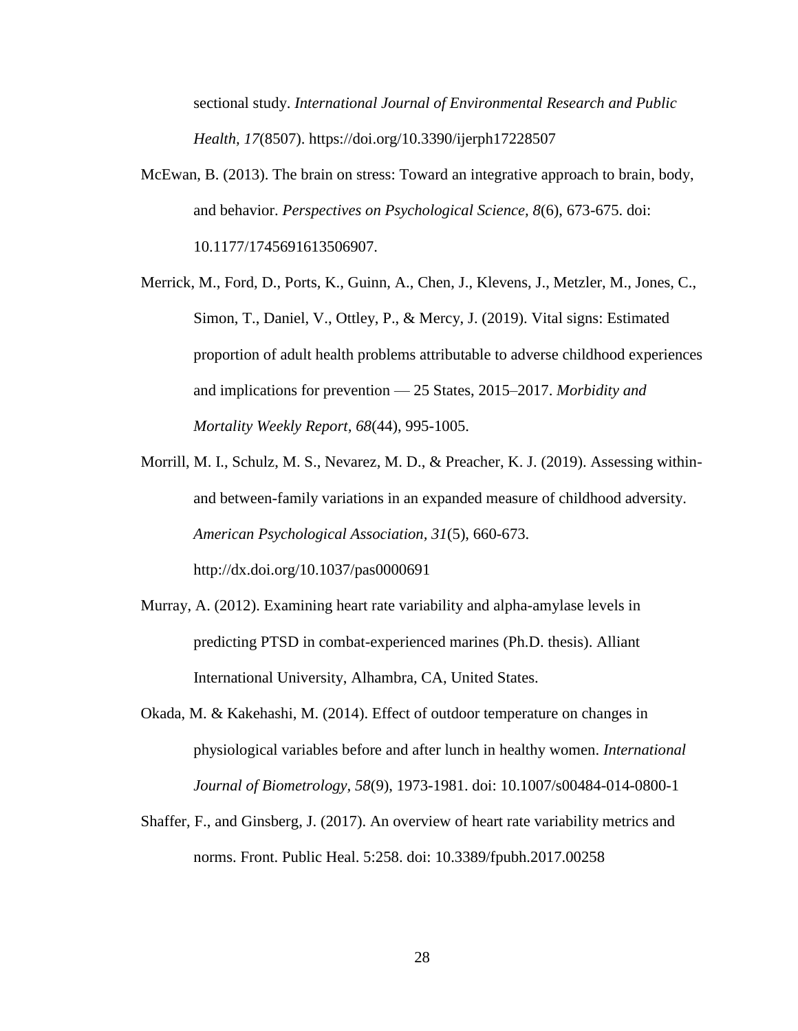sectional study. *International Journal of Environmental Research and Public Health, 17*(8507). https://doi.org/10.3390/ijerph17228507

McEwan, B. (2013). The brain on stress: Toward an integrative approach to brain, body, and behavior. *Perspectives on Psychological Science, 8*(6), 673-675. doi: 10.1177/1745691613506907.

Merrick, M., Ford, D., Ports, K., Guinn, A., Chen, J., Klevens, J., Metzler, M., Jones, C., Simon, T., Daniel, V., Ottley, P., & Mercy, J. (2019). Vital signs: Estimated proportion of adult health problems attributable to adverse childhood experiences and implications for prevention — 25 States, 2015–2017. *Morbidity and Mortality Weekly Report, 68*(44), 995-1005.

Morrill, M. I., Schulz, M. S., Nevarez, M. D., & Preacher, K. J. (2019). Assessing within- and between-family variations in an expanded measure of childhood adversity. *American Psychological Association, 31*(5), 660-673. http://dx.doi.org/10.1037/pas0000691

Murray, A. (2012). Examining heart rate variability and alpha-amylase levels in predicting PTSD in combat-experienced marines (Ph.D. thesis). Alliant International University, Alhambra, CA, United States.

Okada, M. & Kakehashi, M. (2014). Effect of outdoor temperature on changes in physiological variables before and after lunch in healthy women. *International Journal of Biometrology, 58*(9), 1973-1981. doi: 10.1007/s00484-014-0800-1

Shaffer, F., and Ginsberg, J. (2017). An overview of heart rate variability metrics and norms. Front. Public Heal. 5:258. doi: 10.3389/fpubh.2017.00258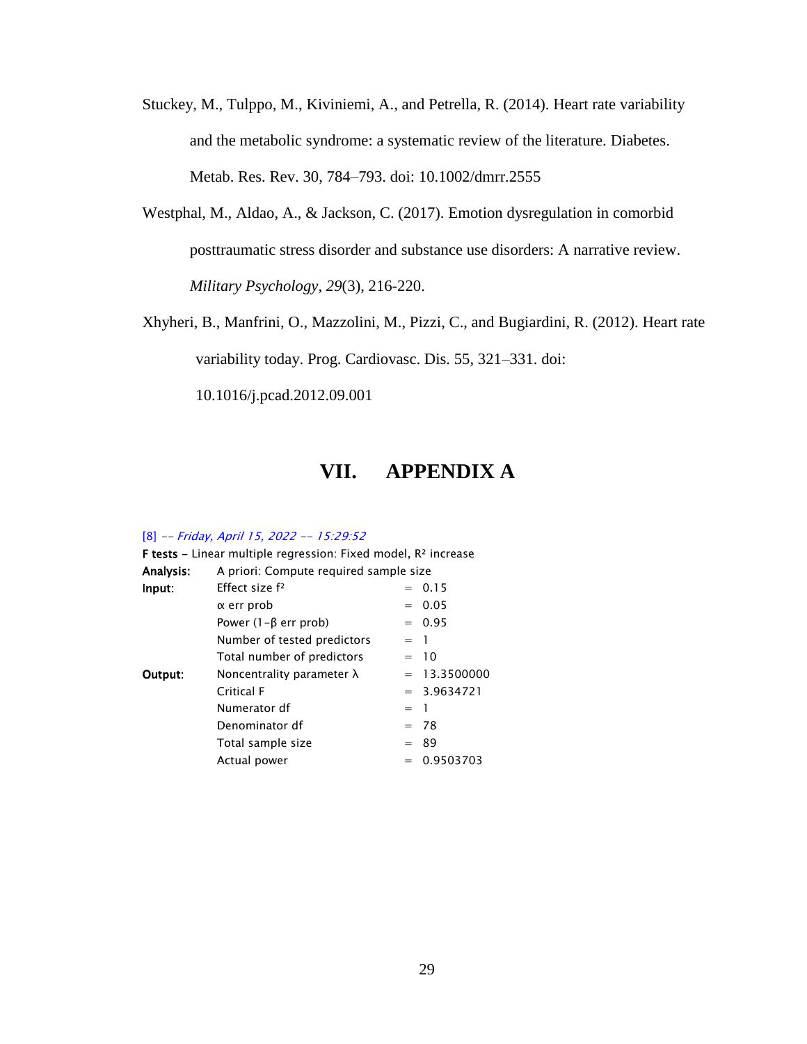Stuckey, M., Tulppo, M., Kiviniemi, A., and Petrella, R. (2014). Heart rate variability and the metabolic syndrome: a systematic review of the literature. Diabetes. Metab. Res. Rev. 30, 784–793. doi: 10.1002/dmrr.2555

Westphal, M., Aldao, A., & Jackson, C. (2017). Emotion dysregulation in comorbid posttraumatic stress disorder and substance use disorders: A narrative review. *Military Psychology*, *29*(3), 216-220.

Xhyheri, B., Manfrini, O., Mazzolini, M., Pizzi, C., and Bugiardini, R. (2012). Heart rate variability today. Prog. Cardiovasc. Dis. 55, 321–331. doi: 10.1016/j.pcad.2012.09.001

# VII. APPENDIX A

[8] -- *Friday, April 15, 2022 -- 15:29:52*

**F tests** – Linear multiple regression: Fixed model, $R^2$ increase

| | | | |
|---|---|---|---|
| **Analysis:** | A priori: Compute required sample size | | |
| **Input:** | Effect size $f^2$ | = | 0.15 |
| | $\alpha$ err prob | = | 0.05 |
| | Power ($1-\beta$ err prob) | = | 0.95 |
| | Number of tested predictors | = | 1 |
| | Total number of predictors | = | 10 |
| **Output:** | Noncentrality parameter $\lambda$ | = | 13.3500000 |
| | Critical F | = | 3.9634721 |
| | Numerator df | = | 1 |
| | Denominator df | = | 78 |
| | Total sample size | = | 89 |
| | Actual power | = | 0.9503703 |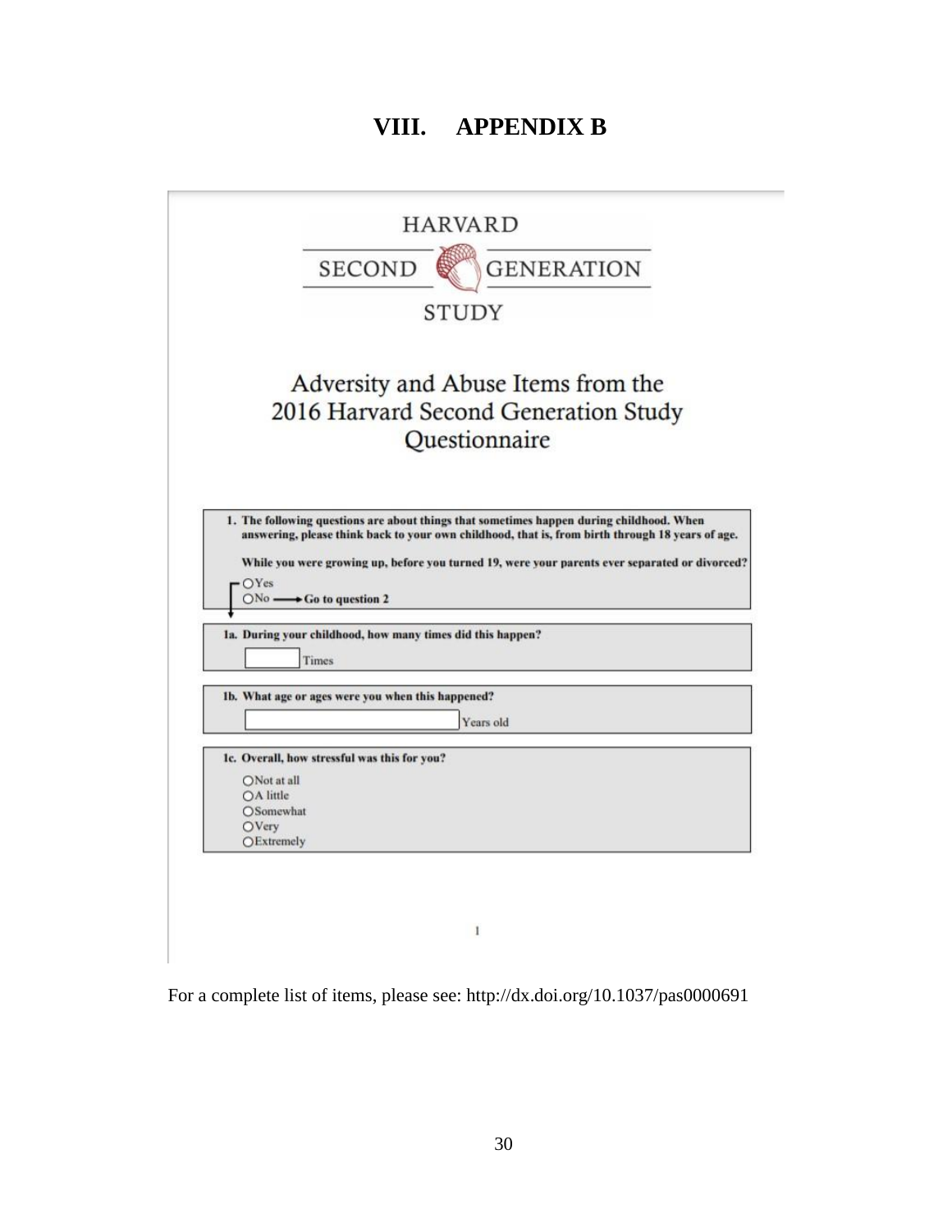# VIII. APPENDIX B

HARVARD

SECOND GENERATION

STUDY

## Adversity and Abuse Items from the 2016 Harvard Second Generation Study Questionnaire

**1. The following questions are about things that sometimes happen during childhood. When answering, please think back to your own childhood, that is, from birth through 18 years of age.**

**While you were growing up, before you turned 19, were your parents ever separated or divorced?**

- ○Yes
- ○No → **Go to question 2**

**1a. During your childhood, how many times did this happen?**

[ ] Times

**1b. What age or ages were you when this happened?**

[ ] Years old

**1c. Overall, how stressful was this for you?**

- ○Not at all
- ○A little
- ○Somewhat
- ○Very
- ○Extremely

For a complete list of items, please see: http://dx.doi.org/10.1037/pas0000691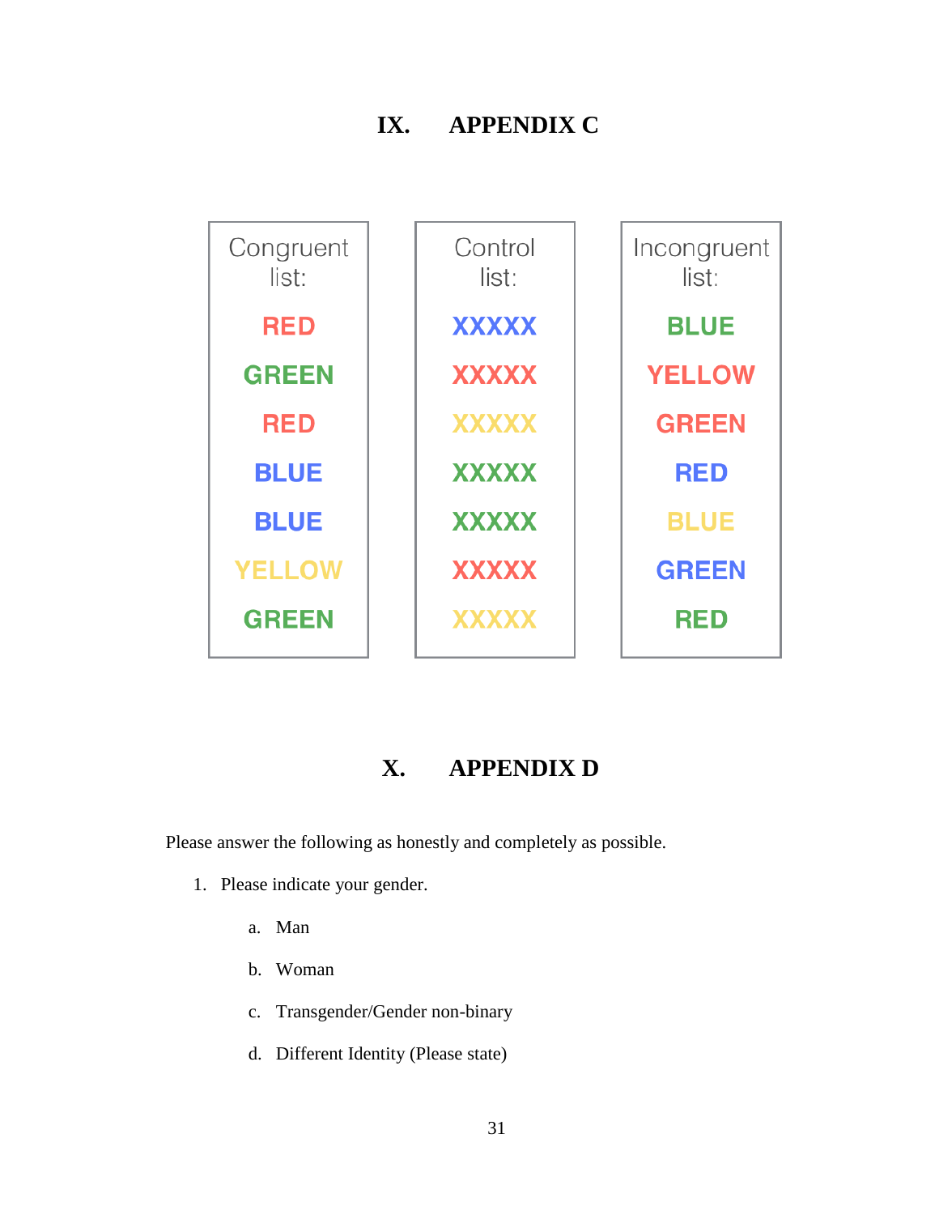# IX. APPENDIX C

| Congruent list: | Control list: | Incongruent list: |
|---|---|---|
| RED | XXXXX | BLUE |
| GREEN | XXXXX | YELLOW |
| RED | XXXXX | GREEN |
| BLUE | XXXXX | RED |
| BLUE | XXXXX | BLUE |
| YELLOW | XXXXX | GREEN |
| GREEN | XXXXX | RED |

# X. APPENDIX D

Please answer the following as honestly and completely as possible.

1. Please indicate your gender.

    a. Man

    b. Woman

    c. Transgender/Gender non-binary

    d. Different Identity (Please state)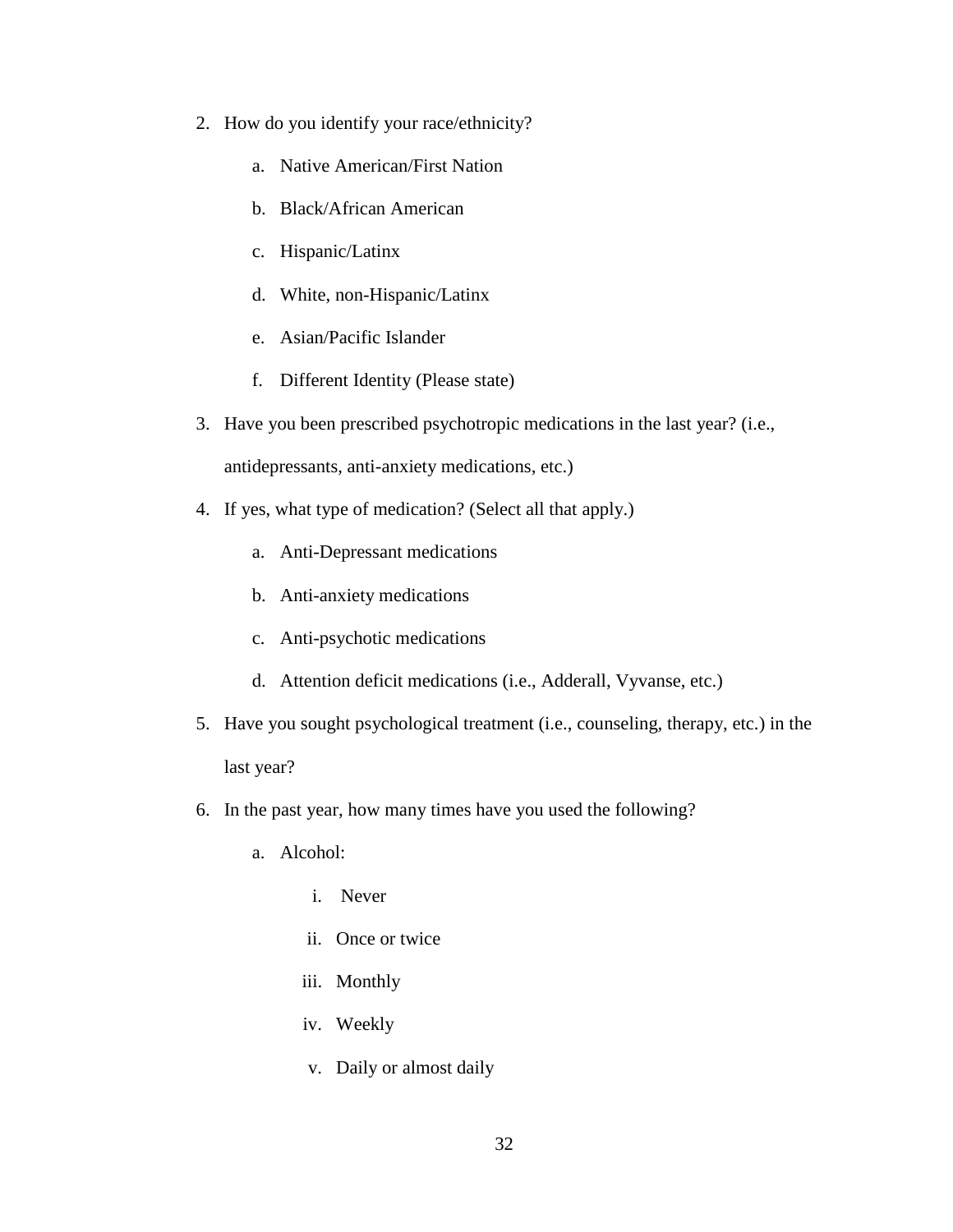2. How do you identify your race/ethnicity?
    a. Native American/First Nation
    b. Black/African American
    c. Hispanic/Latinx
    d. White, non-Hispanic/Latinx
    e. Asian/Pacific Islander
    f. Different Identity (Please state)
3. Have you been prescribed psychotropic medications in the last year? (i.e., antidepressants, anti-anxiety medications, etc.)
4. If yes, what type of medication? (Select all that apply.)
    a. Anti-Depressant medications
    b. Anti-anxiety medications
    c. Anti-psychotic medications
    d. Attention deficit medications (i.e., Adderall, Vyvanse, etc.)
5. Have you sought psychological treatment (i.e., counseling, therapy, etc.) in the last year?
6. In the past year, how many times have you used the following?
    a. Alcohol:
        i. Never
        ii. Once or twice
        iii. Monthly
        iv. Weekly
        v. Daily or almost daily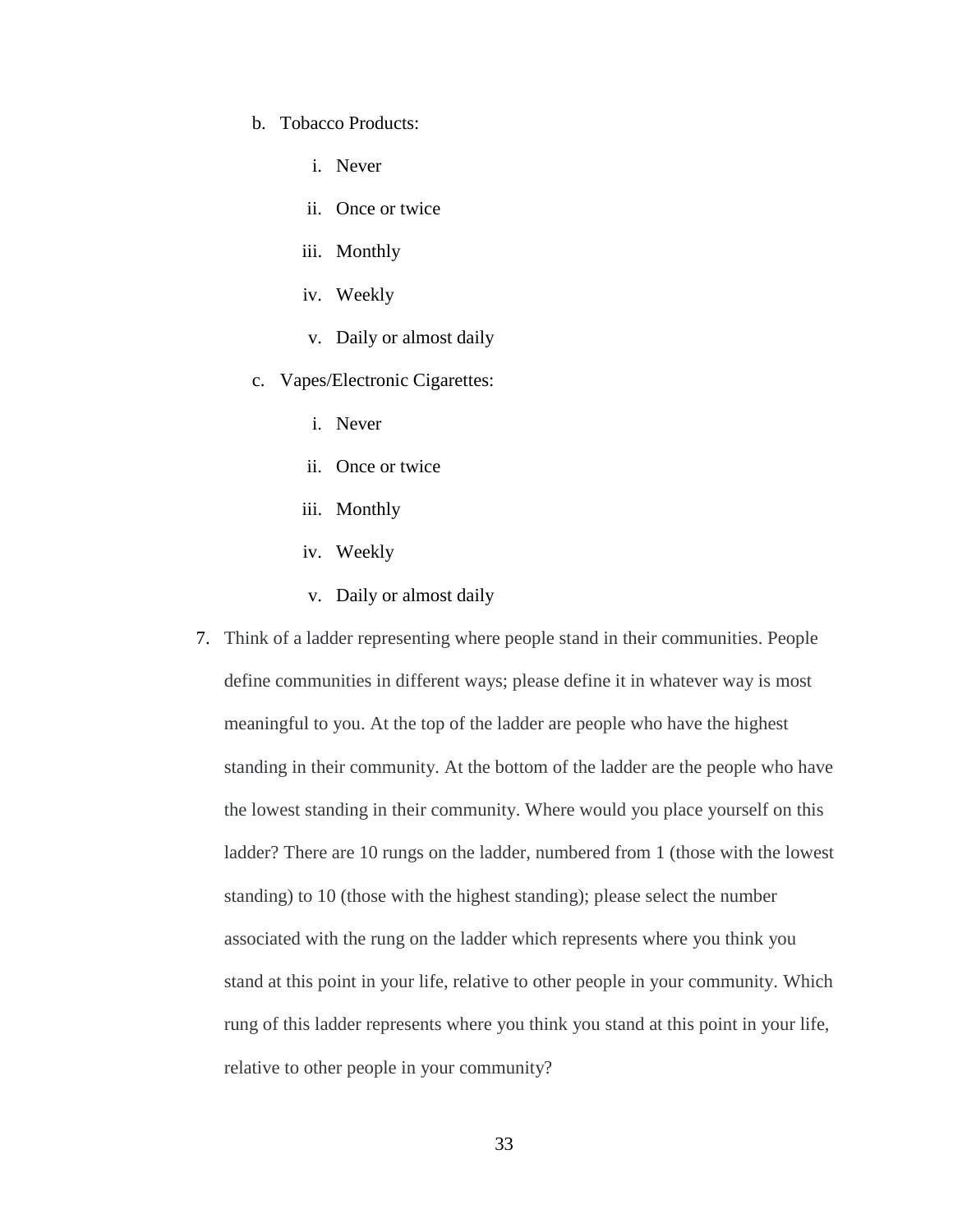b. Tobacco Products:

    i. Never

    ii. Once or twice

    iii. Monthly

    iv. Weekly

    v. Daily or almost daily

c. Vapes/Electronic Cigarettes:

    i. Never

    ii. Once or twice

    iii. Monthly

    iv. Weekly

    v. Daily or almost daily

7. Think of a ladder representing where people stand in their communities. People define communities in different ways; please define it in whatever way is most meaningful to you. At the top of the ladder are people who have the highest standing in their community. At the bottom of the ladder are the people who have the lowest standing in their community. Where would you place yourself on this ladder? There are 10 rungs on the ladder, numbered from 1 (those with the lowest standing) to 10 (those with the highest standing); please select the number associated with the rung on the ladder which represents where you think you stand at this point in your life, relative to other people in your community. Which rung of this ladder represents where you think you stand at this point in your life, relative to other people in your community?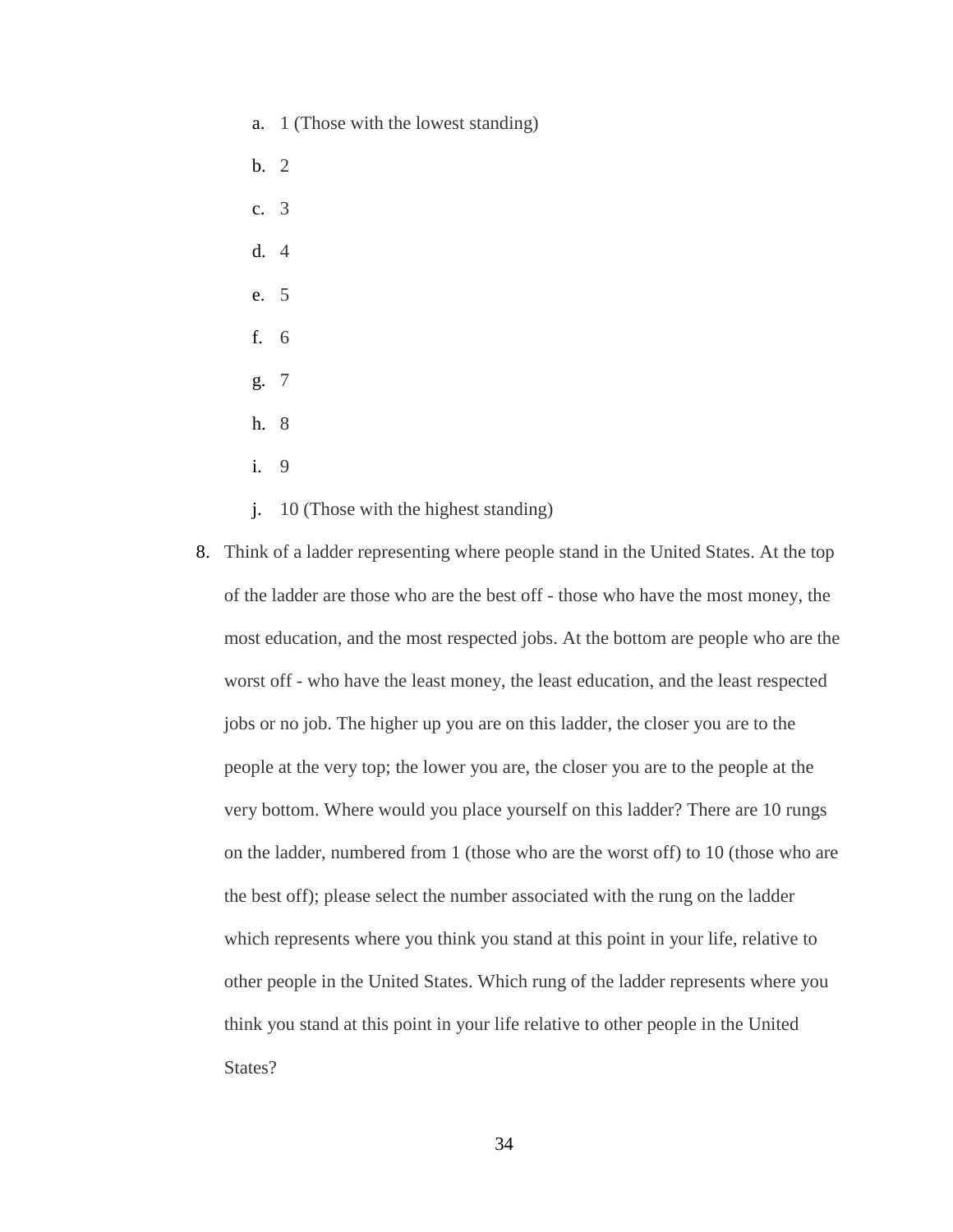a. 1 (Those with the lowest standing)
   b. 2
   c. 3
   d. 4
   e. 5
   f. 6
   g. 7
   h. 8
   i. 9
   j. 10 (Those with the highest standing)

8. Think of a ladder representing where people stand in the United States. At the top of the ladder are those who are the best off - those who have the most money, the most education, and the most respected jobs. At the bottom are people who are the worst off - who have the least money, the least education, and the least respected jobs or no job. The higher up you are on this ladder, the closer you are to the people at the very top; the lower you are, the closer you are to the people at the very bottom. Where would you place yourself on this ladder? There are 10 rungs on the ladder, numbered from 1 (those who are the worst off) to 10 (those who are the best off); please select the number associated with the rung on the ladder which represents where you think you stand at this point in your life, relative to other people in the United States. Which rung of the ladder represents where you think you stand at this point in your life relative to other people in the United States?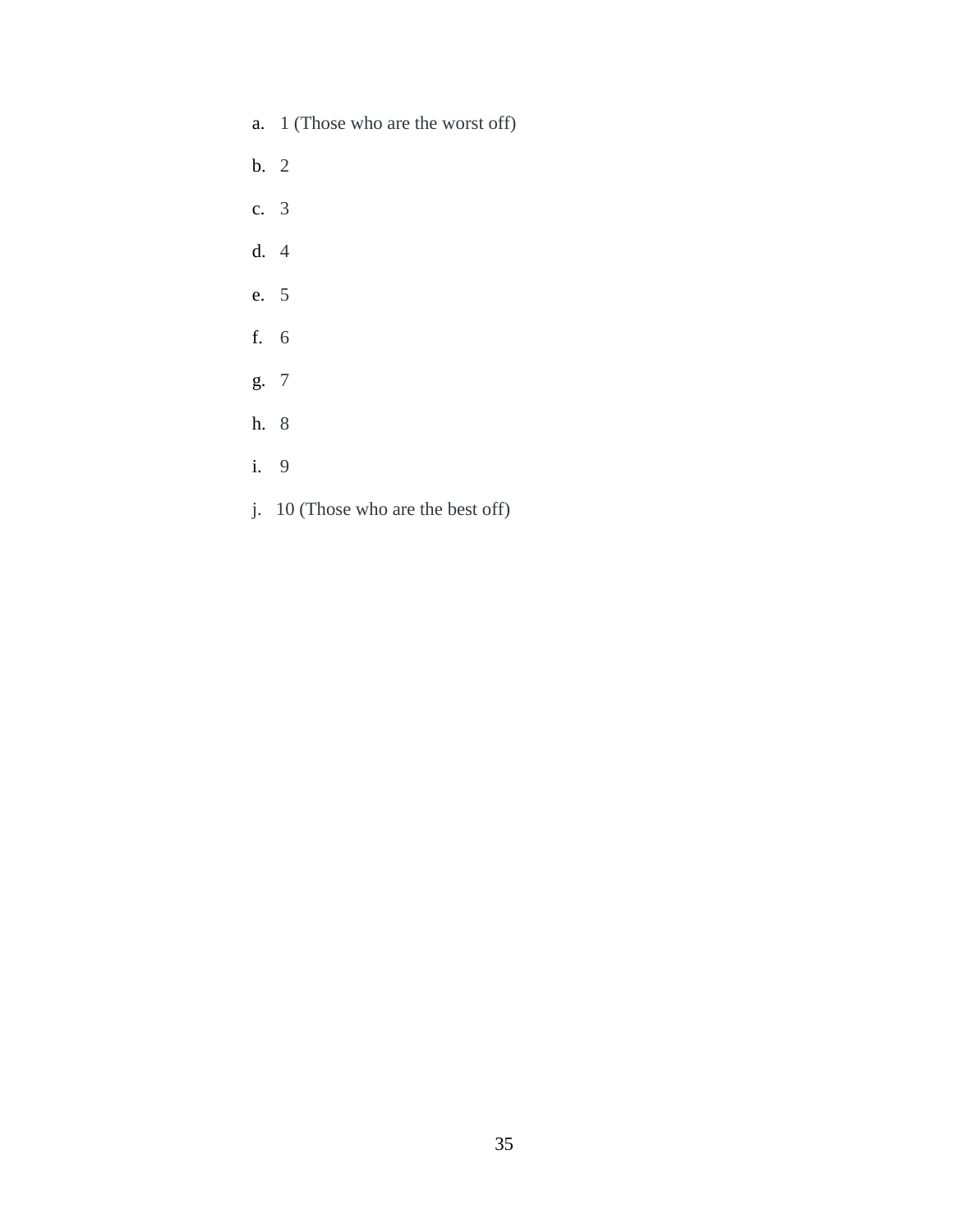a. 1 (Those who are the worst off)

b. 2

c. 3

d. 4

e. 5

f. 6

g. 7

h. 8

i. 9

j. 10 (Those who are the best off)